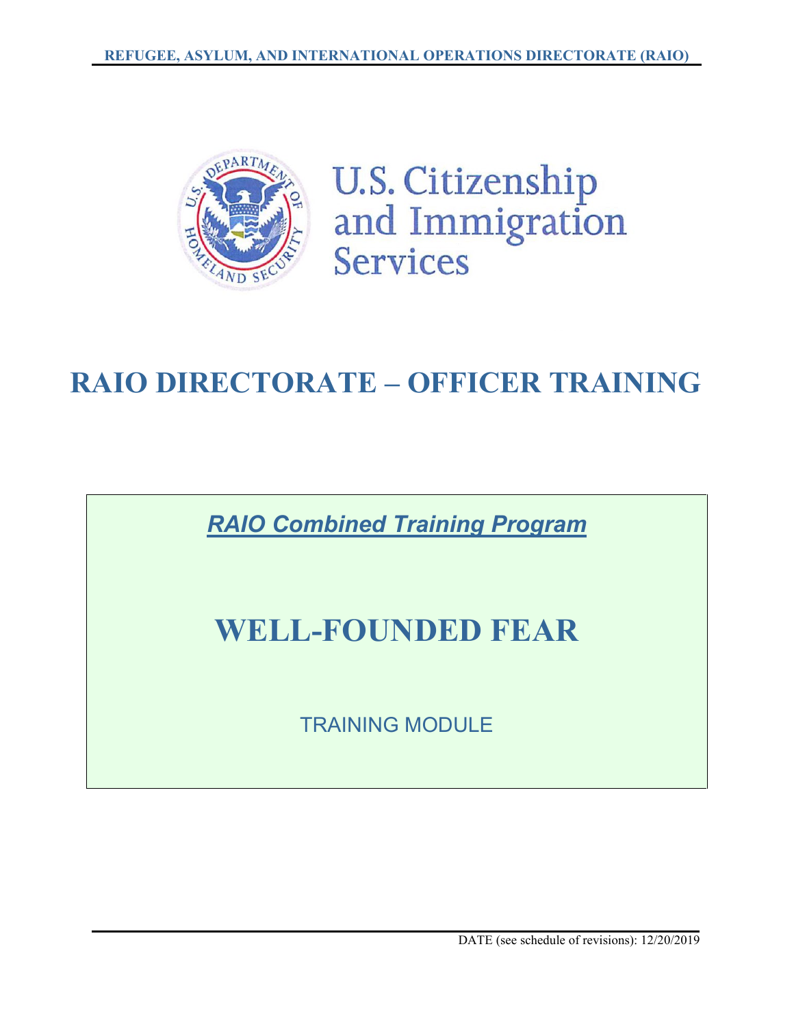REFUGEE, ASYLUM, AND INTERNATIONAL OPERATIONS DIRECTORATE (RAIO)

U.S. Citizenship and Immigration Services

# RAIO DIRECTORATE – OFFICER TRAINING

***RAIO Combined Training Program***

# WELL-FOUNDED FEAR

TRAINING MODULE

DATE (see schedule of revisions): 12/20/2019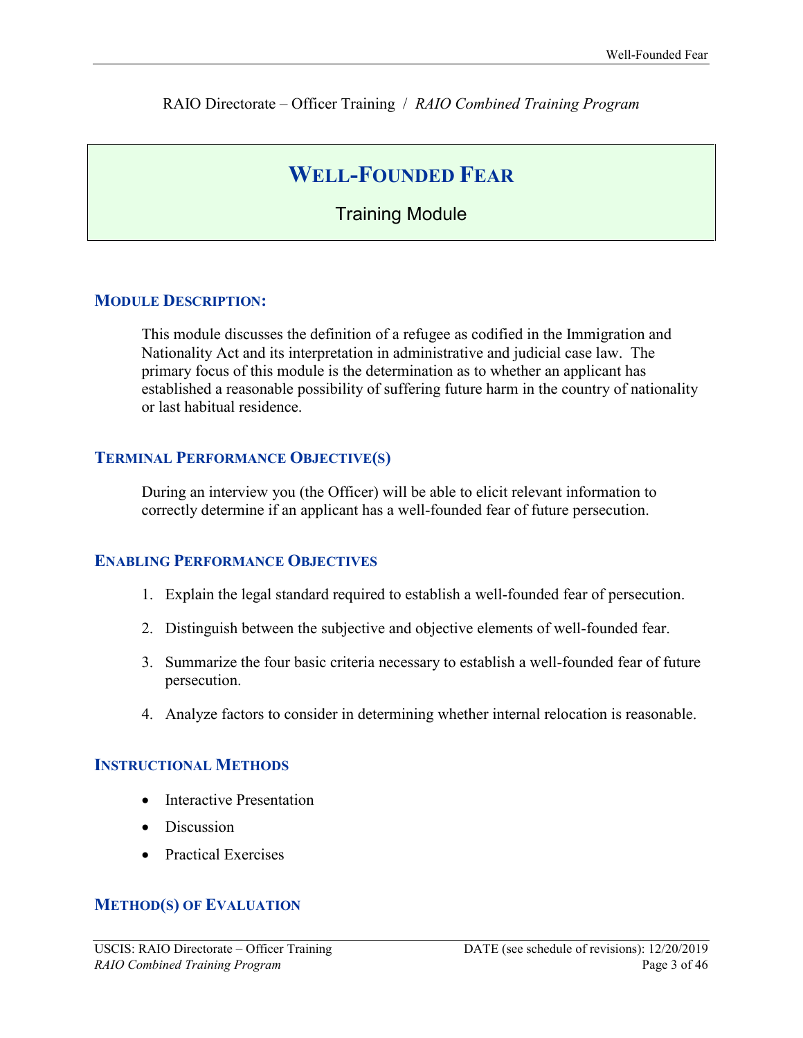RAIO Directorate – Officer Training / *RAIO Combined Training Program*

# WELL-FOUNDED FEAR

Training Module

## MODULE DESCRIPTION:

This module discusses the definition of a refugee as codified in the Immigration and Nationality Act and its interpretation in administrative and judicial case law. The primary focus of this module is the determination as to whether an applicant has established a reasonable possibility of suffering future harm in the country of nationality or last habitual residence.

## TERMINAL PERFORMANCE OBJECTIVE(S)

During an interview you (the Officer) will be able to elicit relevant information to correctly determine if an applicant has a well-founded fear of future persecution.

## ENABLING PERFORMANCE OBJECTIVES

1. Explain the legal standard required to establish a well-founded fear of persecution.
2. Distinguish between the subjective and objective elements of well-founded fear.
3. Summarize the four basic criteria necessary to establish a well-founded fear of future persecution.
4. Analyze factors to consider in determining whether internal relocation is reasonable.

## INSTRUCTIONAL METHODS

- Interactive Presentation
- Discussion
- Practical Exercises

## METHOD(S) OF EVALUATION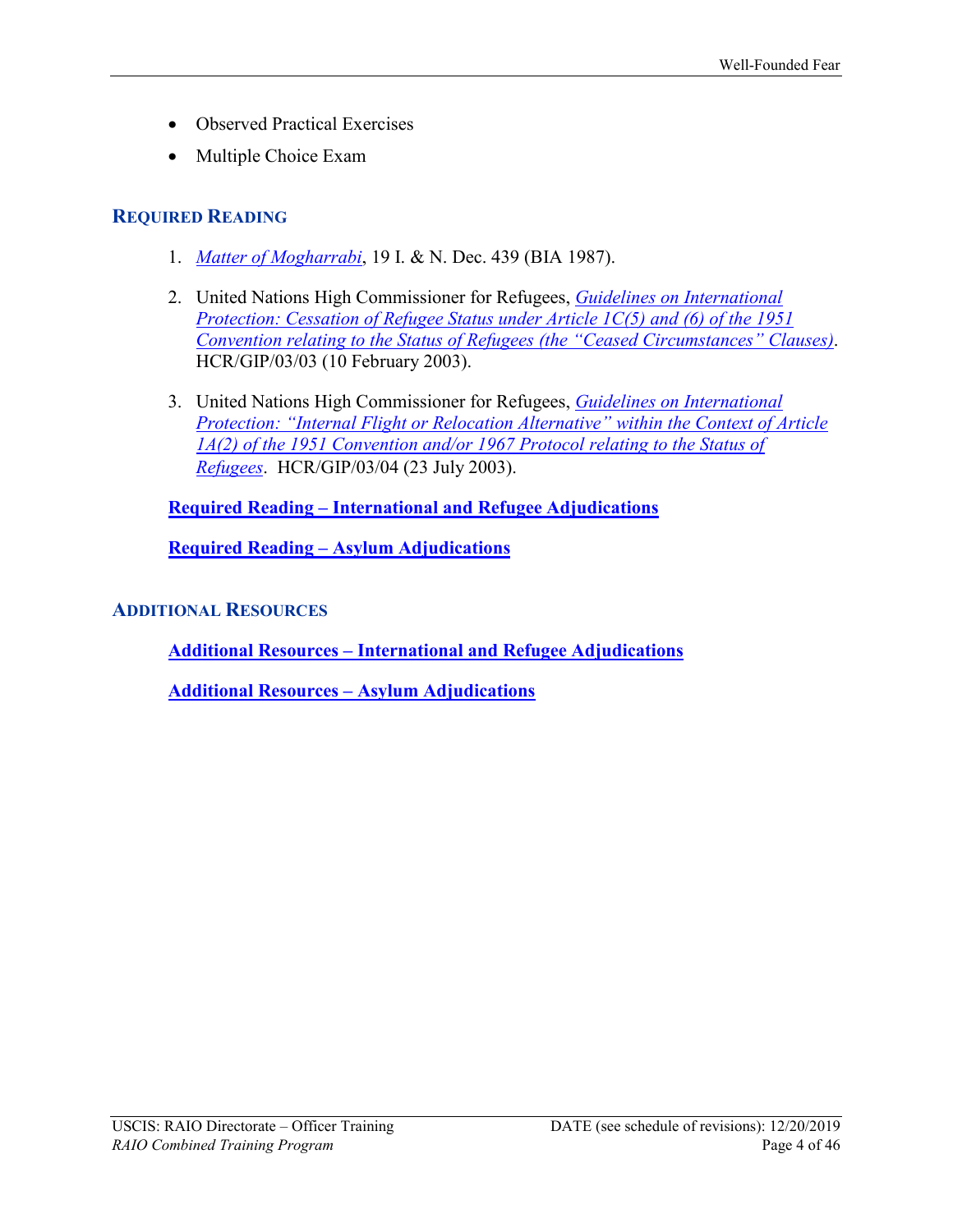- Observed Practical Exercises
- Multiple Choice Exam

## REQUIRED READING

1. *Matter of Mogharrabi*, 19 I. & N. Dec. 439 (BIA 1987).

2. United Nations High Commissioner for Refugees, *Guidelines on International Protection: Cessation of Refugee Status under Article 1C(5) and (6) of the 1951 Convention relating to the Status of Refugees (the "Ceased Circumstances" Clauses)*. HCR/GIP/03/03 (10 February 2003).

3. United Nations High Commissioner for Refugees, *Guidelines on International Protection: "Internal Flight or Relocation Alternative" within the Context of Article 1A(2) of the 1951 Convention and/or 1967 Protocol relating to the Status of Refugees*. HCR/GIP/03/04 (23 July 2003).

**Required Reading – International and Refugee Adjudications**

**Required Reading – Asylum Adjudications**

## ADDITIONAL RESOURCES

**Additional Resources – International and Refugee Adjudications**

**Additional Resources – Asylum Adjudications**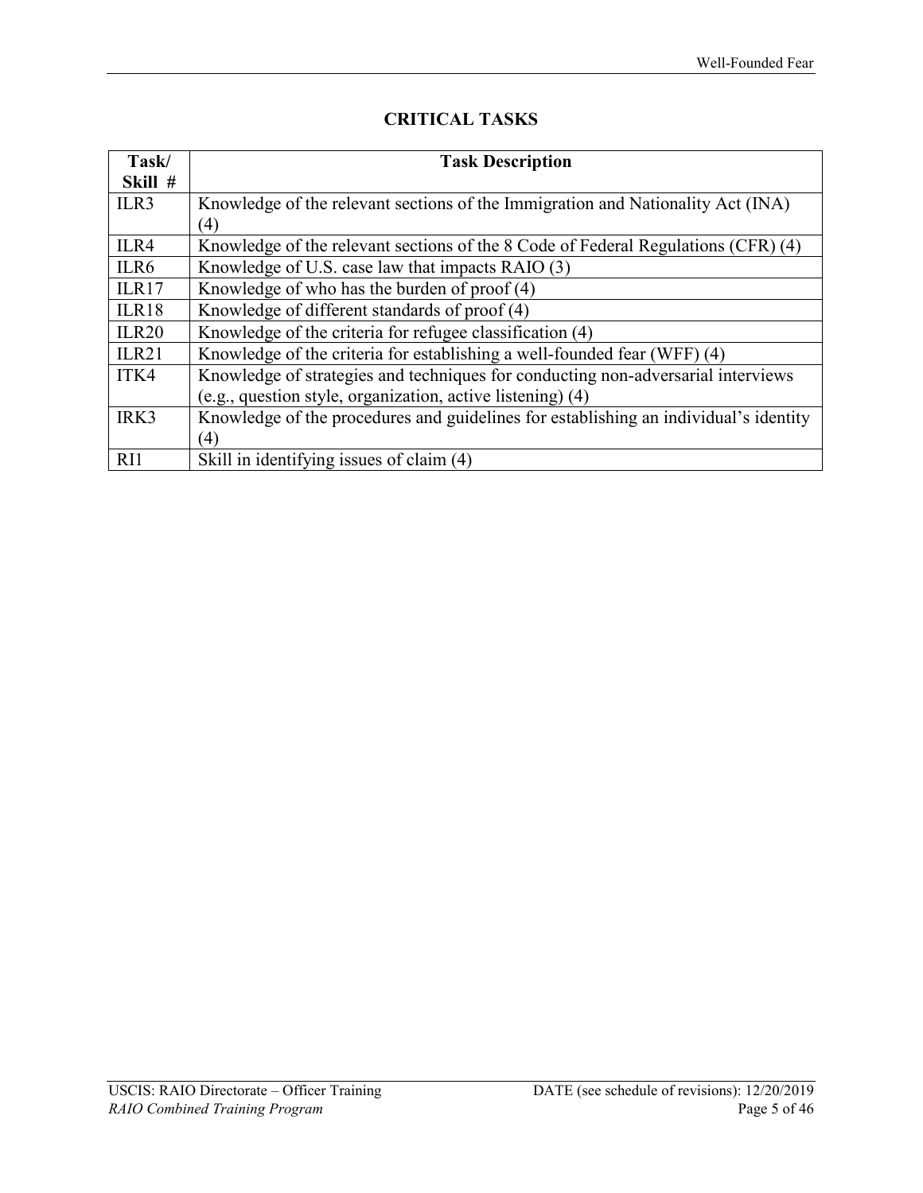## CRITICAL TASKS

| Task/ Skill # | Task Description |
|---|---|
| ILR3 | Knowledge of the relevant sections of the Immigration and Nationality Act (INA) (4) |
| ILR4 | Knowledge of the relevant sections of the 8 Code of Federal Regulations (CFR) (4) |
| ILR6 | Knowledge of U.S. case law that impacts RAIO (3) |
| ILR17 | Knowledge of who has the burden of proof (4) |
| ILR18 | Knowledge of different standards of proof (4) |
| ILR20 | Knowledge of the criteria for refugee classification (4) |
| ILR21 | Knowledge of the criteria for establishing a well-founded fear (WFF) (4) |
| ITK4 | Knowledge of strategies and techniques for conducting non-adversarial interviews (e.g., question style, organization, active listening) (4) |
| IRK3 | Knowledge of the procedures and guidelines for establishing an individual's identity (4) |
| RI1 | Skill in identifying issues of claim (4) |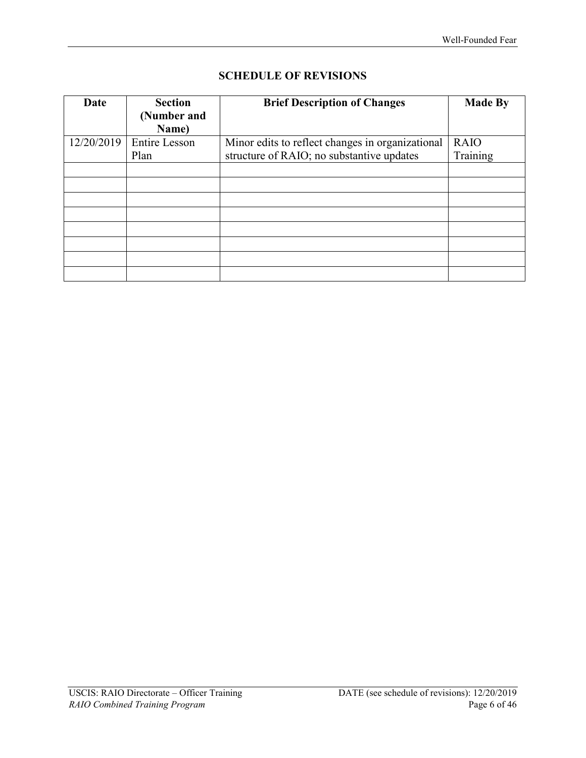## SCHEDULE OF REVISIONS

| Date | Section (Number and Name) | Brief Description of Changes | Made By |
|---|---|---|---|
| 12/20/2019 | Entire Lesson Plan | Minor edits to reflect changes in organizational structure of RAIO; no substantive updates | RAIO Training |
| | | | |
| | | | |
| | | | |
| | | | |
| | | | |
| | | | |
| | | | |
| | | | |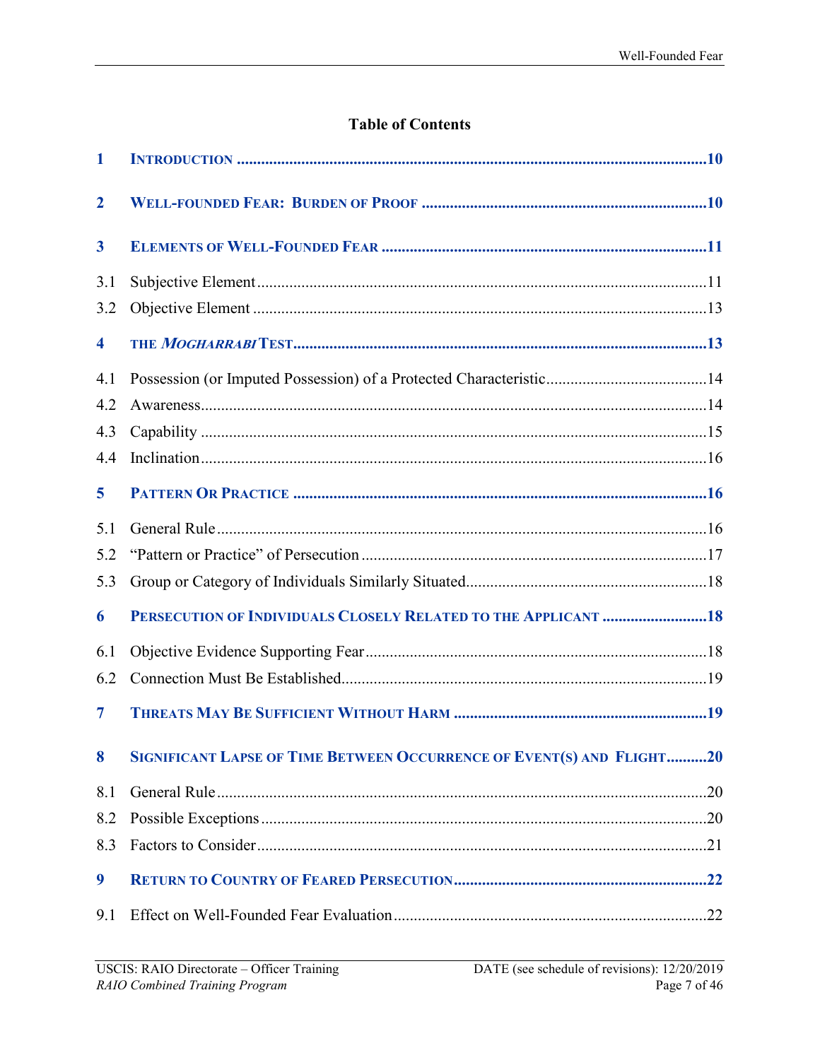**Table of Contents**

| | | |
|---|---|---|
| **1** | **INTRODUCTION** | **10** |
| **2** | **WELL-FOUNDED FEAR: BURDEN OF PROOF** | **10** |
| **3** | **ELEMENTS OF WELL-FOUNDED FEAR** | **11** |
| 3.1 | Subjective Element | 11 |
| 3.2 | Objective Element | 13 |
| **4** | **THE *MOGHARRABI* TEST** | **13** |
| 4.1 | Possession (or Imputed Possession) of a Protected Characteristic | 14 |
| 4.2 | Awareness | 14 |
| 4.3 | Capability | 15 |
| 4.4 | Inclination | 16 |
| **5** | **PATTERN OR PRACTICE** | **16** |
| 5.1 | General Rule | 16 |
| 5.2 | "Pattern or Practice" of Persecution | 17 |
| 5.3 | Group or Category of Individuals Similarly Situated | 18 |
| **6** | **PERSECUTION OF INDIVIDUALS CLOSELY RELATED TO THE APPLICANT** | **18** |
| 6.1 | Objective Evidence Supporting Fear | 18 |
| 6.2 | Connection Must Be Established | 19 |
| **7** | **THREATS MAY BE SUFFICIENT WITHOUT HARM** | **19** |
| **8** | **SIGNIFICANT LAPSE OF TIME BETWEEN OCCURRENCE OF EVENT(S) AND FLIGHT** | **20** |
| 8.1 | General Rule | 20 |
| 8.2 | Possible Exceptions | 20 |
| 8.3 | Factors to Consider | 21 |
| **9** | **RETURN TO COUNTRY OF FEARED PERSECUTION** | **22** |
| 9.1 | Effect on Well-Founded Fear Evaluation | 22 |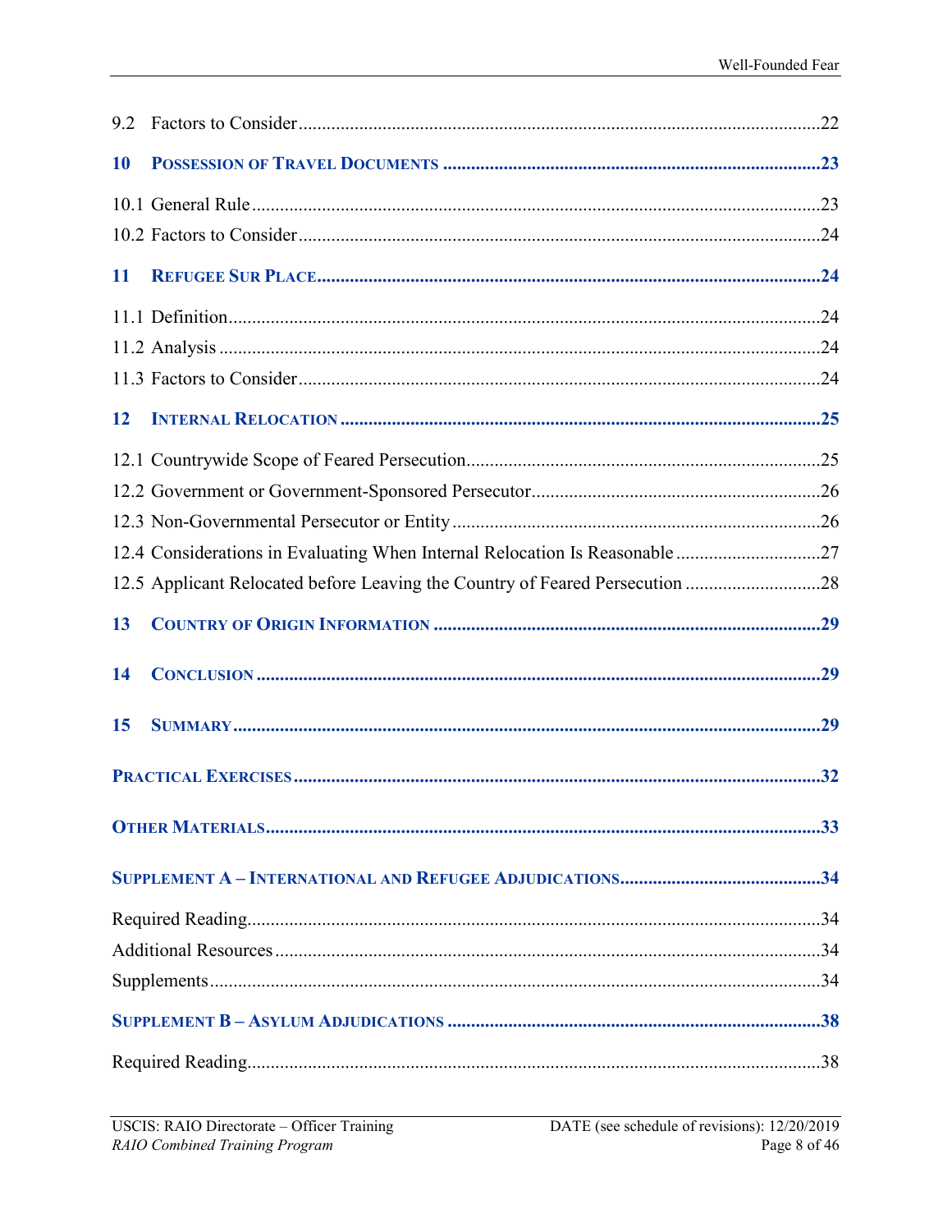9.2 Factors to Consider ......................................................................................................22

**10 POSSESSION OF TRAVEL DOCUMENTS ................................................................................23**

10.1 General Rule ......................................................................................................23

10.2 Factors to Consider ......................................................................................................24

**11 REFUGEE SUR PLACE ......................................................................................................24**

11.1 Definition ......................................................................................................24

11.2 Analysis ......................................................................................................24

11.3 Factors to Consider ......................................................................................................24

**12 INTERNAL RELOCATION ......................................................................................................25**

12.1 Countrywide Scope of Feared Persecution ......................................................................................................25

12.2 Government or Government-Sponsored Persecutor ......................................................................................................26

12.3 Non-Governmental Persecutor or Entity ......................................................................................................26

12.4 Considerations in Evaluating When Internal Relocation Is Reasonable ...............................27

12.5 Applicant Relocated before Leaving the Country of Feared Persecution ............................28

**13 COUNTRY OF ORIGIN INFORMATION ......................................................................................................29**

**14 CONCLUSION ......................................................................................................29**

**15 SUMMARY ......................................................................................................29**

**PRACTICAL EXERCISES ......................................................................................................32**

**OTHER MATERIALS ......................................................................................................33**

**SUPPLEMENT A – INTERNATIONAL AND REFUGEE ADJUDICATIONS ...........................................34**

Required Reading ......................................................................................................34

Additional Resources ......................................................................................................34

Supplements ......................................................................................................34

**SUPPLEMENT B – ASYLUM ADJUDICATIONS ......................................................................................................38**

Required Reading ......................................................................................................38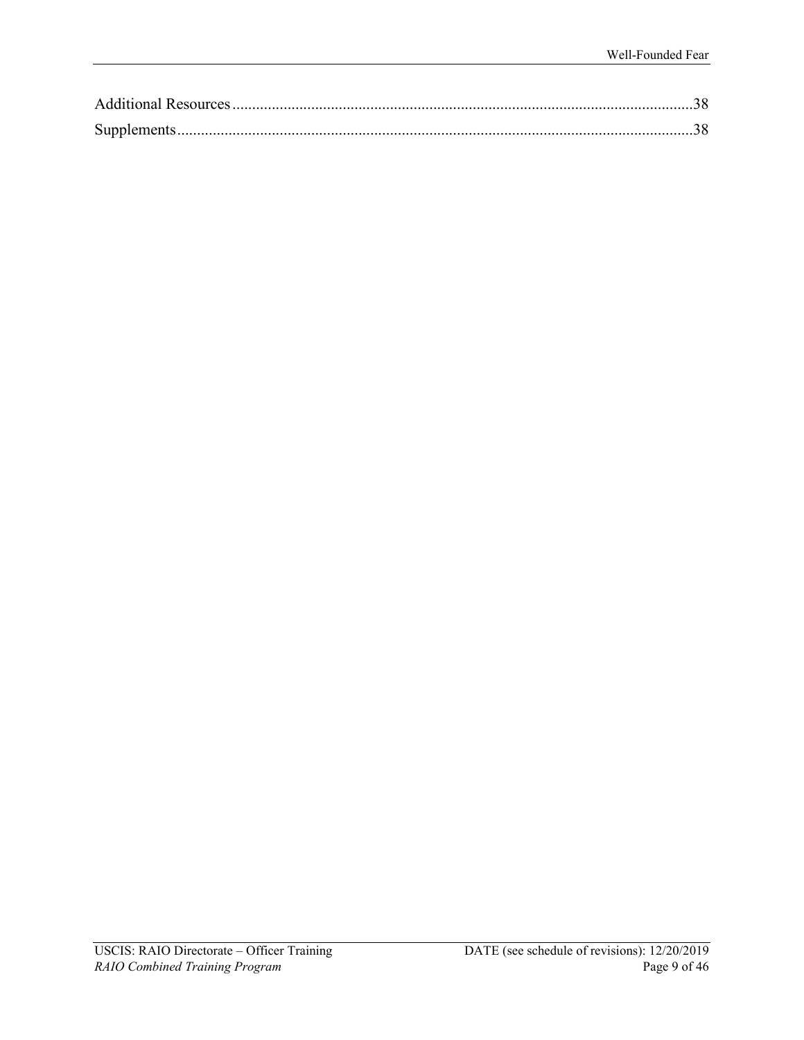Additional Resources....................................................................................................................38

Supplements..................................................................................................................................38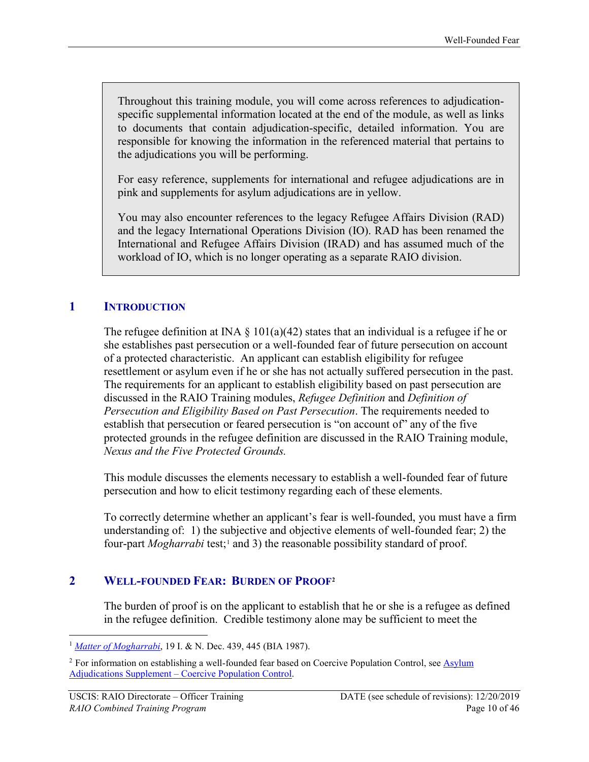> Throughout this training module, you will come across references to adjudication-specific supplemental information located at the end of the module, as well as links to documents that contain adjudication-specific, detailed information. You are responsible for knowing the information in the referenced material that pertains to the adjudications you will be performing.
>
> For easy reference, supplements for international and refugee adjudications are in pink and supplements for asylum adjudications are in yellow.
>
> You may also encounter references to the legacy Refugee Affairs Division (RAD) and the legacy International Operations Division (IO). RAD has been renamed the International and Refugee Affairs Division (IRAD) and has assumed much of the workload of IO, which is no longer operating as a separate RAIO division.

## 1 INTRODUCTION

The refugee definition at INA § 101(a)(42) states that an individual is a refugee if he or she establishes past persecution or a well-founded fear of future persecution on account of a protected characteristic. An applicant can establish eligibility for refugee resettlement or asylum even if he or she has not actually suffered persecution in the past. The requirements for an applicant to establish eligibility based on past persecution are discussed in the RAIO Training modules, *Refugee Definition* and *Definition of Persecution and Eligibility Based on Past Persecution*. The requirements needed to establish that persecution or feared persecution is "on account of" any of the five protected grounds in the refugee definition are discussed in the RAIO Training module, *Nexus and the Five Protected Grounds.*

This module discusses the elements necessary to establish a well-founded fear of future persecution and how to elicit testimony regarding each of these elements.

To correctly determine whether an applicant's fear is well-founded, you must have a firm understanding of: 1) the subjective and objective elements of well-founded fear; 2) the four-part *Mogharrabi* test;[1] and 3) the reasonable possibility standard of proof.

## 2 WELL-FOUNDED FEAR: BURDEN OF PROOF[2]

The burden of proof is on the applicant to establish that he or she is a refugee as defined in the refugee definition. Credible testimony alone may be sufficient to meet the

---

[1] *Matter of Mogharrabi*, 19 I. & N. Dec. 439, 445 (BIA 1987).

[2] For information on establishing a well-founded fear based on Coercive Population Control, see Asylum Adjudications Supplement – Coercive Population Control.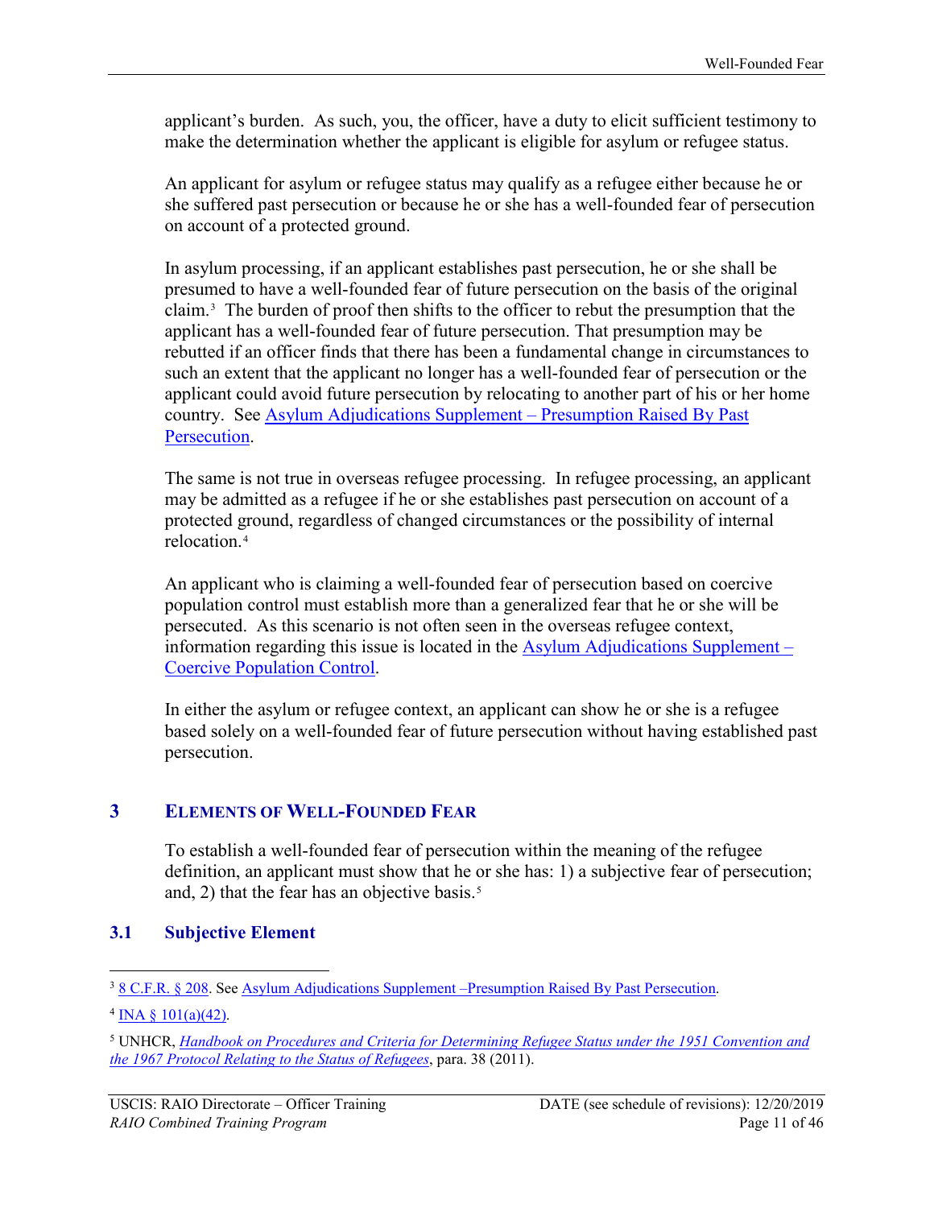applicant's burden. As such, you, the officer, have a duty to elicit sufficient testimony to make the determination whether the applicant is eligible for asylum or refugee status.

An applicant for asylum or refugee status may qualify as a refugee either because he or she suffered past persecution or because he or she has a well-founded fear of persecution on account of a protected ground.

In asylum processing, if an applicant establishes past persecution, he or she shall be presumed to have a well-founded fear of future persecution on the basis of the original claim.[3] The burden of proof then shifts to the officer to rebut the presumption that the applicant has a well-founded fear of future persecution. That presumption may be rebutted if an officer finds that there has been a fundamental change in circumstances to such an extent that the applicant no longer has a well-founded fear of persecution or the applicant could avoid future persecution by relocating to another part of his or her home country. See Asylum Adjudications Supplement – Presumption Raised By Past Persecution.

The same is not true in overseas refugee processing. In refugee processing, an applicant may be admitted as a refugee if he or she establishes past persecution on account of a protected ground, regardless of changed circumstances or the possibility of internal relocation.[4]

An applicant who is claiming a well-founded fear of persecution based on coercive population control must establish more than a generalized fear that he or she will be persecuted. As this scenario is not often seen in the overseas refugee context, information regarding this issue is located in the Asylum Adjudications Supplement – Coercive Population Control.

In either the asylum or refugee context, an applicant can show he or she is a refugee based solely on a well-founded fear of future persecution without having established past persecution.

## 3 Elements of Well-Founded Fear

To establish a well-founded fear of persecution within the meaning of the refugee definition, an applicant must show that he or she has: 1) a subjective fear of persecution; and, 2) that the fear has an objective basis.[5]

### 3.1 Subjective Element

---

[3] 8 C.F.R. § 208. See Asylum Adjudications Supplement –Presumption Raised By Past Persecution.

[4] INA § 101(a)(42).

[5] UNHCR, *Handbook on Procedures and Criteria for Determining Refugee Status under the 1951 Convention and the 1967 Protocol Relating to the Status of Refugees*, para. 38 (2011).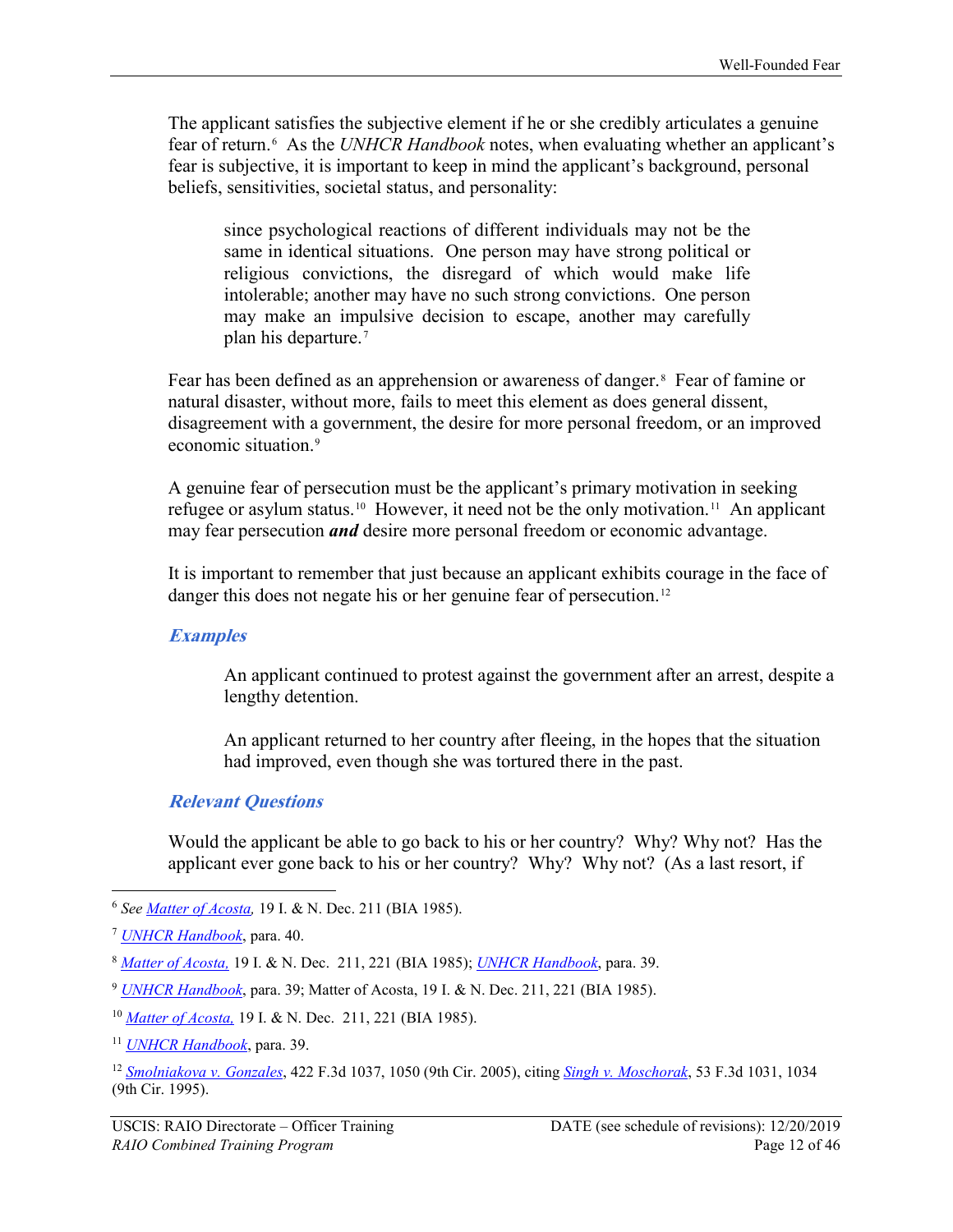The applicant satisfies the subjective element if he or she credibly articulates a genuine fear of return.[6] As the *UNHCR Handbook* notes, when evaluating whether an applicant's fear is subjective, it is important to keep in mind the applicant's background, personal beliefs, sensitivities, societal status, and personality:

> since psychological reactions of different individuals may not be the same in identical situations. One person may have strong political or religious convictions, the disregard of which would make life intolerable; another may have no such strong convictions. One person may make an impulsive decision to escape, another may carefully plan his departure.[7]

Fear has been defined as an apprehension or awareness of danger.[8] Fear of famine or natural disaster, without more, fails to meet this element as does general dissent, disagreement with a government, the desire for more personal freedom, or an improved economic situation.[9]

A genuine fear of persecution must be the applicant's primary motivation in seeking refugee or asylum status.[10] However, it need not be the only motivation.[11] An applicant may fear persecution ***and*** desire more personal freedom or economic advantage.

It is important to remember that just because an applicant exhibits courage in the face of danger this does not negate his or her genuine fear of persecution.[12]

### *Examples*

> An applicant continued to protest against the government after an arrest, despite a lengthy detention.
>
> An applicant returned to her country after fleeing, in the hopes that the situation had improved, even though she was tortured there in the past.

### *Relevant Questions*

Would the applicant be able to go back to his or her country? Why? Why not? Has the applicant ever gone back to his or her country? Why? Why not? (As a last resort, if

---

[6] *See* *Matter of Acosta,* 19 I. & N. Dec. 211 (BIA 1985).

[7] *UNHCR Handbook*, para. 40.

[8] *Matter of Acosta,* 19 I. & N. Dec. 211, 221 (BIA 1985); *UNHCR Handbook*, para. 39.

[9] *UNHCR Handbook*, para. 39; Matter of Acosta, 19 I. & N. Dec. 211, 221 (BIA 1985).

[10] *Matter of Acosta,* 19 I. & N. Dec. 211, 221 (BIA 1985).

[11] *UNHCR Handbook*, para. 39.

[12] *Smolniakova v. Gonzales*, 422 F.3d 1037, 1050 (9th Cir. 2005), citing *Singh v. Moschorak*, 53 F.3d 1031, 1034 (9th Cir. 1995).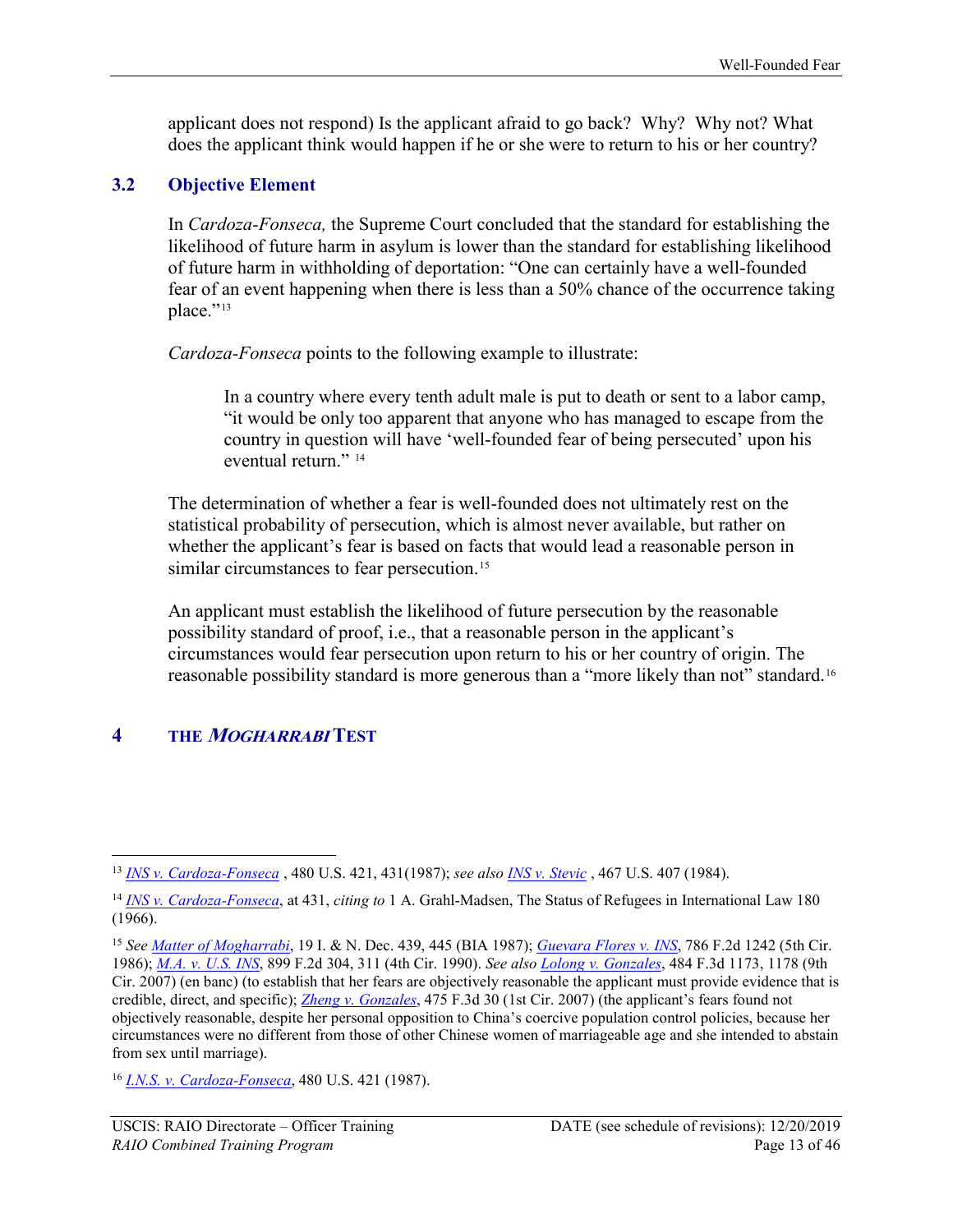applicant does not respond) Is the applicant afraid to go back? Why? Why not? What does the applicant think would happen if he or she were to return to his or her country?

### 3.2 Objective Element

In *Cardoza-Fonseca,* the Supreme Court concluded that the standard for establishing the likelihood of future harm in asylum is lower than the standard for establishing likelihood of future harm in withholding of deportation: "One can certainly have a well-founded fear of an event happening when there is less than a 50% chance of the occurrence taking place."[13]

*Cardoza-Fonseca* points to the following example to illustrate:

> In a country where every tenth adult male is put to death or sent to a labor camp, "it would be only too apparent that anyone who has managed to escape from the country in question will have 'well-founded fear of being persecuted' upon his eventual return." [14]

The determination of whether a fear is well-founded does not ultimately rest on the statistical probability of persecution, which is almost never available, but rather on whether the applicant's fear is based on facts that would lead a reasonable person in similar circumstances to fear persecution.[15]

An applicant must establish the likelihood of future persecution by the reasonable possibility standard of proof, i.e., that a reasonable person in the applicant's circumstances would fear persecution upon return to his or her country of origin. The reasonable possibility standard is more generous than a "more likely than not" standard.[16]

## 4 THE *MOGHARRABI* TEST

---

[13] *INS v. Cardoza-Fonseca* , 480 U.S. 421, 431(1987); *see also INS v. Stevic* , 467 U.S. 407 (1984).

[14] *INS v. Cardoza-Fonseca*, at 431, *citing to* 1 A. Grahl-Madsen, The Status of Refugees in International Law 180 (1966).

[15] *See Matter of Mogharrabi*, 19 I. & N. Dec. 439, 445 (BIA 1987); *Guevara Flores v. INS*, 786 F.2d 1242 (5th Cir. 1986); *M.A. v. U.S. INS*, 899 F.2d 304, 311 (4th Cir. 1990). *See also Lolong v. Gonzales*, 484 F.3d 1173, 1178 (9th Cir. 2007) (en banc) (to establish that her fears are objectively reasonable the applicant must provide evidence that is credible, direct, and specific); *Zheng v. Gonzales*, 475 F.3d 30 (1st Cir. 2007) (the applicant's fears found not objectively reasonable, despite her personal opposition to China's coercive population control policies, because her circumstances were no different from those of other Chinese women of marriageable age and she intended to abstain from sex until marriage).

[16] *I.N.S. v. Cardoza-Fonseca*, 480 U.S. 421 (1987).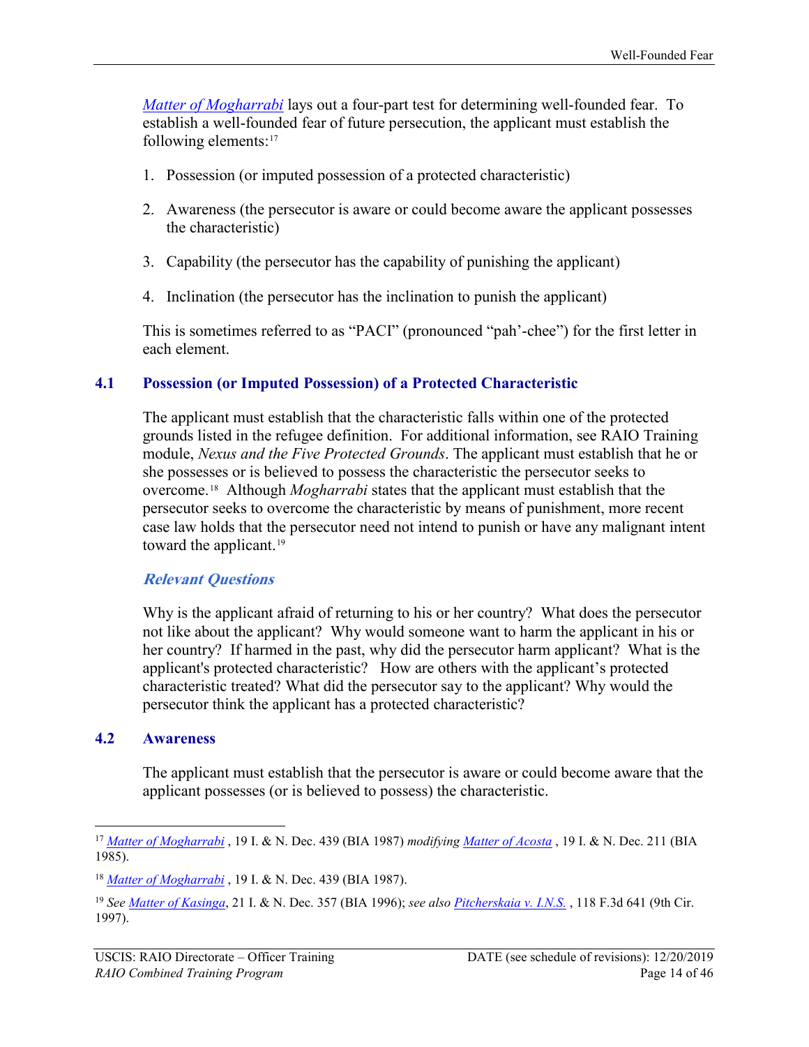*Matter of Mogharrabi* lays out a four-part test for determining well-founded fear. To establish a well-founded fear of future persecution, the applicant must establish the following elements:[17]

1. Possession (or imputed possession of a protected characteristic)
2. Awareness (the persecutor is aware or could become aware the applicant possesses the characteristic)
3. Capability (the persecutor has the capability of punishing the applicant)
4. Inclination (the persecutor has the inclination to punish the applicant)

This is sometimes referred to as "PACI" (pronounced "pah'-chee") for the first letter in each element.

## 4.1 Possession (or Imputed Possession) of a Protected Characteristic

The applicant must establish that the characteristic falls within one of the protected grounds listed in the refugee definition. For additional information, see RAIO Training module, *Nexus and the Five Protected Grounds*. The applicant must establish that he or she possesses or is believed to possess the characteristic the persecutor seeks to overcome.[18] Although *Mogharrabi* states that the applicant must establish that the persecutor seeks to overcome the characteristic by means of punishment, more recent case law holds that the persecutor need not intend to punish or have any malignant intent toward the applicant.[19]

### *Relevant Questions*

Why is the applicant afraid of returning to his or her country? What does the persecutor not like about the applicant? Why would someone want to harm the applicant in his or her country? If harmed in the past, why did the persecutor harm applicant? What is the applicant's protected characteristic? How are others with the applicant's protected characteristic treated? What did the persecutor say to the applicant? Why would the persecutor think the applicant has a protected characteristic?

## 4.2 Awareness

The applicant must establish that the persecutor is aware or could become aware that the applicant possesses (or is believed to possess) the characteristic.

---

[17] *Matter of Mogharrabi* , 19 I. & N. Dec. 439 (BIA 1987) *modifying* *Matter of Acosta* , 19 I. & N. Dec. 211 (BIA 1985).

[18] *Matter of Mogharrabi* , 19 I. & N. Dec. 439 (BIA 1987).

[19] *See* *Matter of Kasinga*, 21 I. & N. Dec. 357 (BIA 1996); *see also* *Pitcherskaia v. I.N.S.* , 118 F.3d 641 (9th Cir. 1997).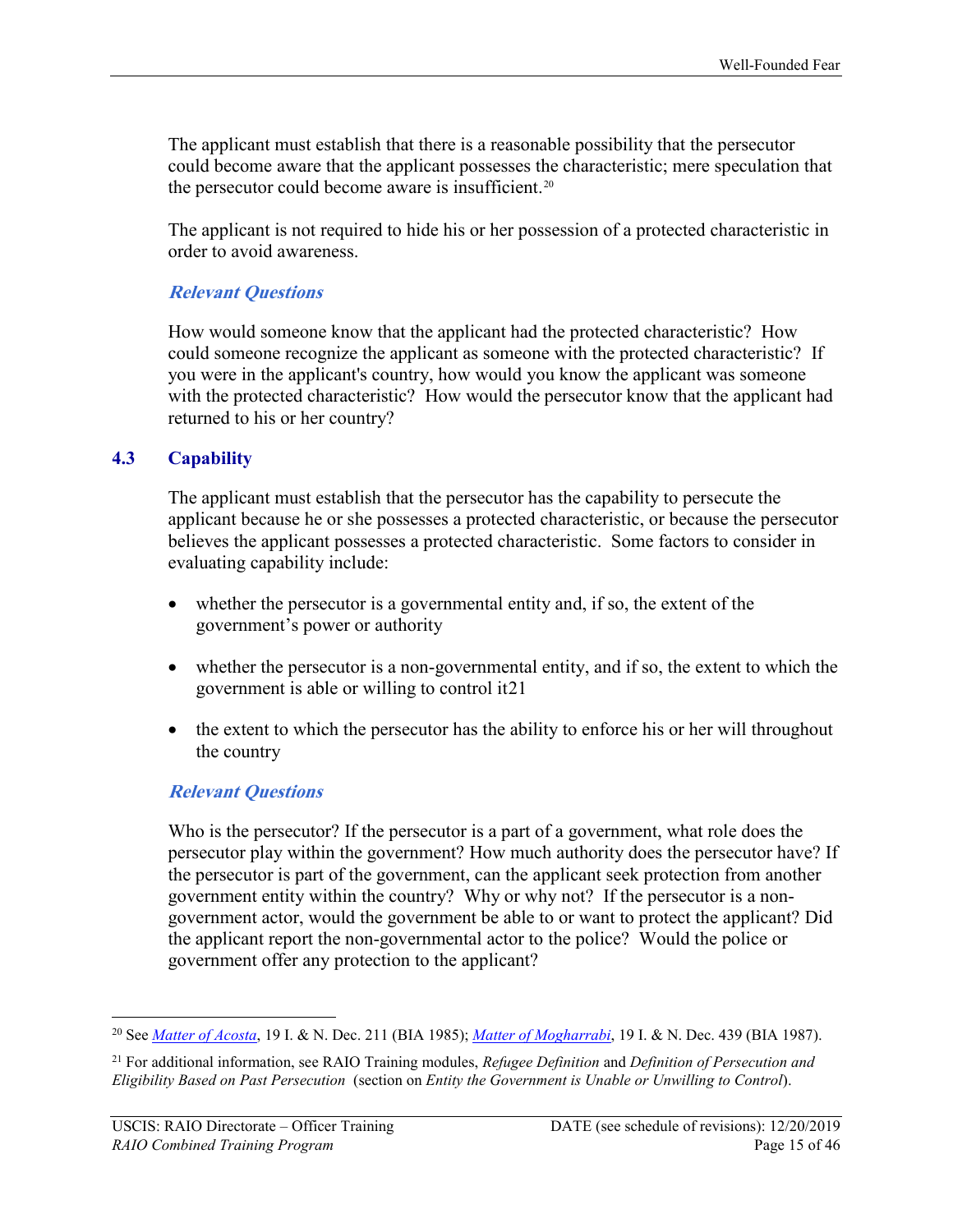The applicant must establish that there is a reasonable possibility that the persecutor could become aware that the applicant possesses the characteristic; mere speculation that the persecutor could become aware is insufficient.[20]

The applicant is not required to hide his or her possession of a protected characteristic in order to avoid awareness.

***Relevant Questions***

How would someone know that the applicant had the protected characteristic? How could someone recognize the applicant as someone with the protected characteristic? If you were in the applicant's country, how would you know the applicant was someone with the protected characteristic? How would the persecutor know that the applicant had returned to his or her country?

## 4.3 Capability

The applicant must establish that the persecutor has the capability to persecute the applicant because he or she possesses a protected characteristic, or because the persecutor believes the applicant possesses a protected characteristic. Some factors to consider in evaluating capability include:

- whether the persecutor is a governmental entity and, if so, the extent of the government's power or authority
- whether the persecutor is a non-governmental entity, and if so, the extent to which the government is able or willing to control it21
- the extent to which the persecutor has the ability to enforce his or her will throughout the country

***Relevant Questions***

Who is the persecutor? If the persecutor is a part of a government, what role does the persecutor play within the government? How much authority does the persecutor have? If the persecutor is part of the government, can the applicant seek protection from another government entity within the country? Why or why not? If the persecutor is a non-government actor, would the government be able to or want to protect the applicant? Did the applicant report the non-governmental actor to the police? Would the police or government offer any protection to the applicant?

---

[20] See *Matter of Acosta*, 19 I. & N. Dec. 211 (BIA 1985); *Matter of Mogharrabi*, 19 I. & N. Dec. 439 (BIA 1987).

[21] For additional information, see RAIO Training modules, *Refugee Definition* and *Definition of Persecution and Eligibility Based on Past Persecution* (section on *Entity the Government is Unable or Unwilling to Control*).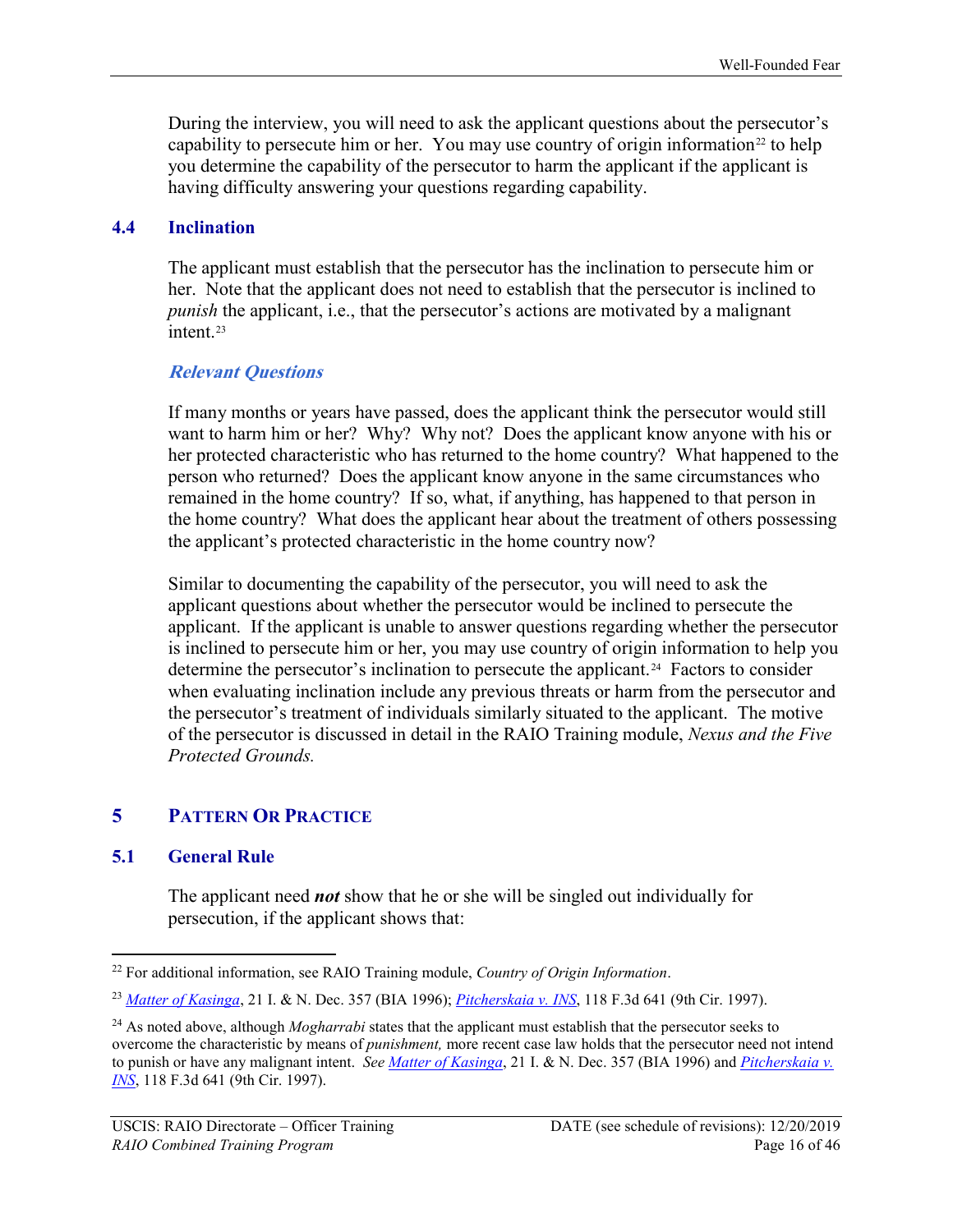During the interview, you will need to ask the applicant questions about the persecutor's capability to persecute him or her. You may use country of origin information[22] to help you determine the capability of the persecutor to harm the applicant if the applicant is having difficulty answering your questions regarding capability.

### 4.4 Inclination

The applicant must establish that the persecutor has the inclination to persecute him or her. Note that the applicant does not need to establish that the persecutor is inclined to *punish* the applicant, i.e., that the persecutor's actions are motivated by a malignant intent.[23]

#### *Relevant Questions*

If many months or years have passed, does the applicant think the persecutor would still want to harm him or her? Why? Why not? Does the applicant know anyone with his or her protected characteristic who has returned to the home country? What happened to the person who returned? Does the applicant know anyone in the same circumstances who remained in the home country? If so, what, if anything, has happened to that person in the home country? What does the applicant hear about the treatment of others possessing the applicant's protected characteristic in the home country now?

Similar to documenting the capability of the persecutor, you will need to ask the applicant questions about whether the persecutor would be inclined to persecute the applicant. If the applicant is unable to answer questions regarding whether the persecutor is inclined to persecute him or her, you may use country of origin information to help you determine the persecutor's inclination to persecute the applicant.[24] Factors to consider when evaluating inclination include any previous threats or harm from the persecutor and the persecutor's treatment of individuals similarly situated to the applicant. The motive of the persecutor is discussed in detail in the RAIO Training module, *Nexus and the Five Protected Grounds.*

## 5 Pattern Or Practice

### 5.1 General Rule

The applicant need ***not*** show that he or she will be singled out individually for persecution, if the applicant shows that:

---

[22] For additional information, see RAIO Training module, *Country of Origin Information*.

[23] *Matter of Kasinga*, 21 I. & N. Dec. 357 (BIA 1996); *Pitcherskaia v. INS*, 118 F.3d 641 (9th Cir. 1997).

[24] As noted above, although *Mogharrabi* states that the applicant must establish that the persecutor seeks to overcome the characteristic by means of *punishment,* more recent case law holds that the persecutor need not intend to punish or have any malignant intent. *See Matter of Kasinga*, 21 I. & N. Dec. 357 (BIA 1996) and *Pitcherskaia v. INS*, 118 F.3d 641 (9th Cir. 1997).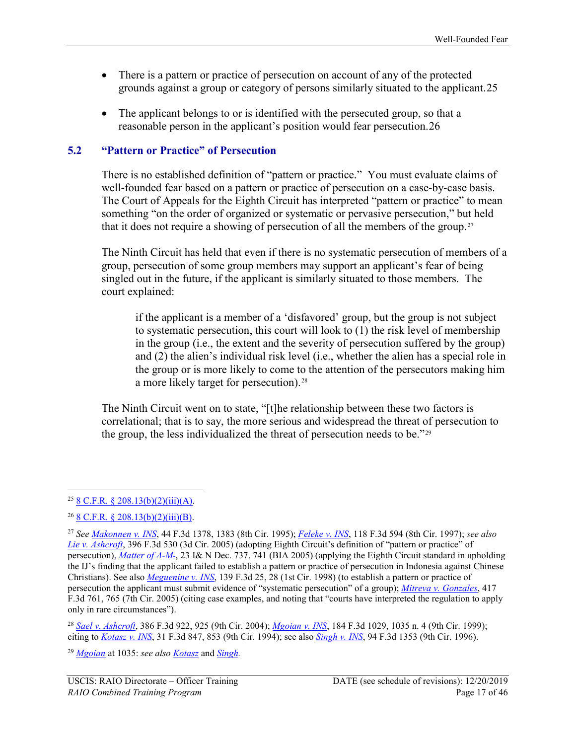- There is a pattern or practice of persecution on account of any of the protected grounds against a group or category of persons similarly situated to the applicant.[25]

- The applicant belongs to or is identified with the persecuted group, so that a reasonable person in the applicant's position would fear persecution.[26]

## 5.2 "Pattern or Practice" of Persecution

There is no established definition of "pattern or practice." You must evaluate claims of well-founded fear based on a pattern or practice of persecution on a case-by-case basis. The Court of Appeals for the Eighth Circuit has interpreted "pattern or practice" to mean something "on the order of organized or systematic or pervasive persecution," but held that it does not require a showing of persecution of all the members of the group.[27]

The Ninth Circuit has held that even if there is no systematic persecution of members of a group, persecution of some group members may support an applicant's fear of being singled out in the future, if the applicant is similarly situated to those members. The court explained:

> if the applicant is a member of a 'disfavored' group, but the group is not subject to systematic persecution, this court will look to (1) the risk level of membership in the group (i.e., the extent and the severity of persecution suffered by the group) and (2) the alien's individual risk level (i.e., whether the alien has a special role in the group or is more likely to come to the attention of the persecutors making him a more likely target for persecution).[28]

The Ninth Circuit went on to state, "[t]he relationship between these two factors is correlational; that is to say, the more serious and widespread the threat of persecution to the group, the less individualized the threat of persecution needs to be."[29]

---

[25] 8 C.F.R. § 208.13(b)(2)(iii)(A).

[26] 8 C.F.R. § 208.13(b)(2)(iii)(B).

[27] *See* Makonnen v. INS, 44 F.3d 1378, 1383 (8th Cir. 1995); Feleke v. INS, 118 F.3d 594 (8th Cir. 1997); *see also* Lie v. Ashcroft, 396 F.3d 530 (3d Cir. 2005) (adopting Eighth Circuit's definition of "pattern or practice" of persecution), Matter of A-M-, 23 I& N Dec. 737, 741 (BIA 2005) (applying the Eighth Circuit standard in upholding the IJ's finding that the applicant failed to establish a pattern or practice of persecution in Indonesia against Chinese Christians). See also Meguenine v. INS, 139 F.3d 25, 28 (1st Cir. 1998) (to establish a pattern or practice of persecution the applicant must submit evidence of "systematic persecution" of a group); Mitreva v. Gonzales, 417 F.3d 761, 765 (7th Cir. 2005) (citing case examples, and noting that "courts have interpreted the regulation to apply only in rare circumstances").

[28] Sael v. Ashcroft, 386 F.3d 922, 925 (9th Cir. 2004); Mgoian v. INS, 184 F.3d 1029, 1035 n. 4 (9th Cir. 1999); citing to Kotasz v. INS, 31 F.3d 847, 853 (9th Cir. 1994); see also Singh v. INS, 94 F.3d 1353 (9th Cir. 1996).

[29] Mgoian at 1035: *see also* Kotasz and *Singh.*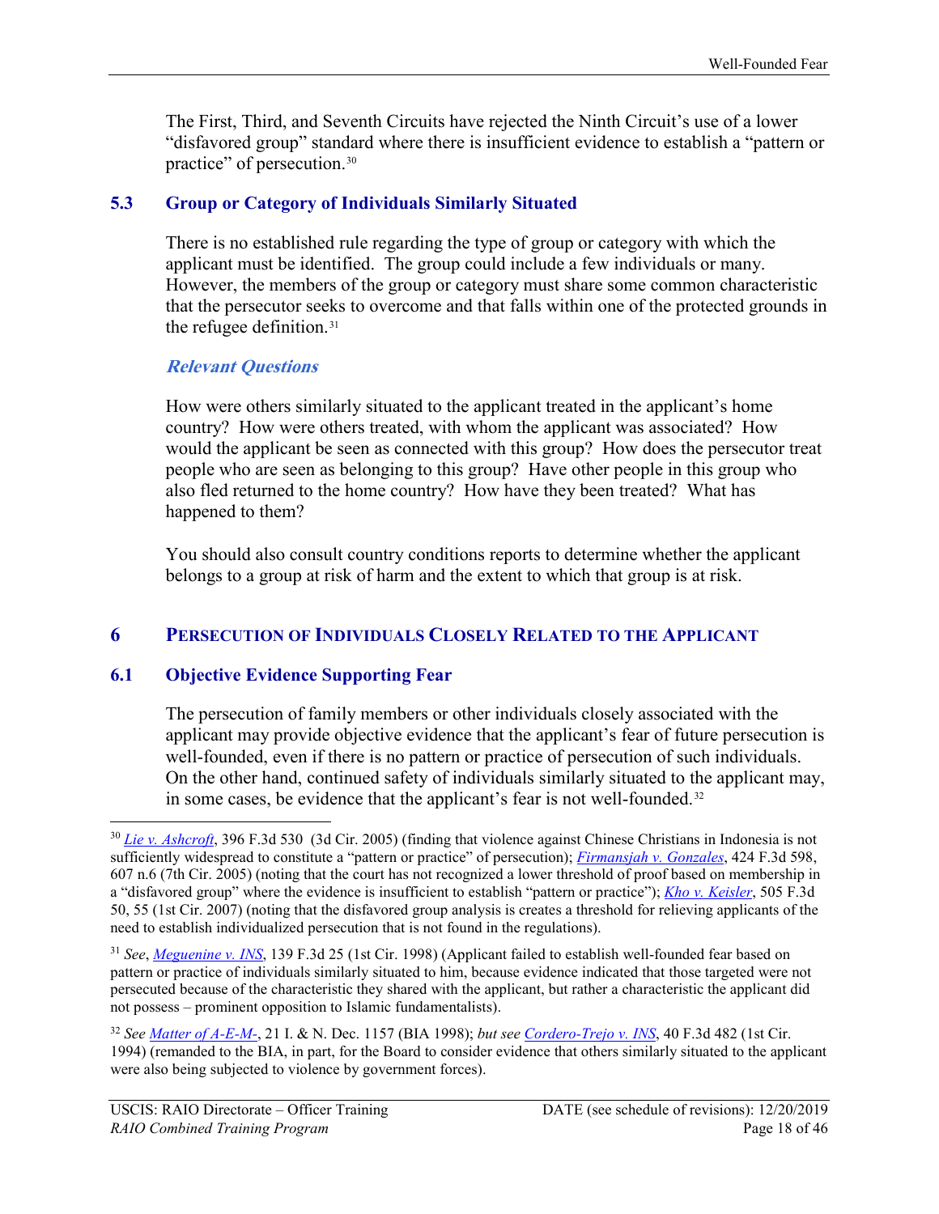The First, Third, and Seventh Circuits have rejected the Ninth Circuit's use of a lower "disfavored group" standard where there is insufficient evidence to establish a "pattern or practice" of persecution.[30]

### 5.3 Group or Category of Individuals Similarly Situated

There is no established rule regarding the type of group or category with which the applicant must be identified. The group could include a few individuals or many. However, the members of the group or category must share some common characteristic that the persecutor seeks to overcome and that falls within one of the protected grounds in the refugee definition.[31]

#### *Relevant Questions*

How were others similarly situated to the applicant treated in the applicant's home country? How were others treated, with whom the applicant was associated? How would the applicant be seen as connected with this group? How does the persecutor treat people who are seen as belonging to this group? Have other people in this group who also fled returned to the home country? How have they been treated? What has happened to them?

You should also consult country conditions reports to determine whether the applicant belongs to a group at risk of harm and the extent to which that group is at risk.

## 6 Persecution of Individuals Closely Related to the Applicant

### 6.1 Objective Evidence Supporting Fear

The persecution of family members or other individuals closely associated with the applicant may provide objective evidence that the applicant's fear of future persecution is well-founded, even if there is no pattern or practice of persecution of such individuals. On the other hand, continued safety of individuals similarly situated to the applicant may, in some cases, be evidence that the applicant's fear is not well-founded.[32]

---

[30] *Lie v. Ashcroft*, 396 F.3d 530 (3d Cir. 2005) (finding that violence against Chinese Christians in Indonesia is not sufficiently widespread to constitute a "pattern or practice" of persecution); *Firmansjah v. Gonzales*, 424 F.3d 598, 607 n.6 (7th Cir. 2005) (noting that the court has not recognized a lower threshold of proof based on membership in a "disfavored group" where the evidence is insufficient to establish "pattern or practice"); *Kho v. Keisler*, 505 F.3d 50, 55 (1st Cir. 2007) (noting that the disfavored group analysis is creates a threshold for relieving applicants of the need to establish individualized persecution that is not found in the regulations).

[31] *See*, *Meguenine v. INS*, 139 F.3d 25 (1st Cir. 1998) (Applicant failed to establish well-founded fear based on pattern or practice of individuals similarly situated to him, because evidence indicated that those targeted were not persecuted because of the characteristic they shared with the applicant, but rather a characteristic the applicant did not possess – prominent opposition to Islamic fundamentalists).

[32] *See Matter of A-E-M-*, 21 I. & N. Dec. 1157 (BIA 1998); *but see Cordero-Trejo v. INS*, 40 F.3d 482 (1st Cir. 1994) (remanded to the BIA, in part, for the Board to consider evidence that others similarly situated to the applicant were also being subjected to violence by government forces).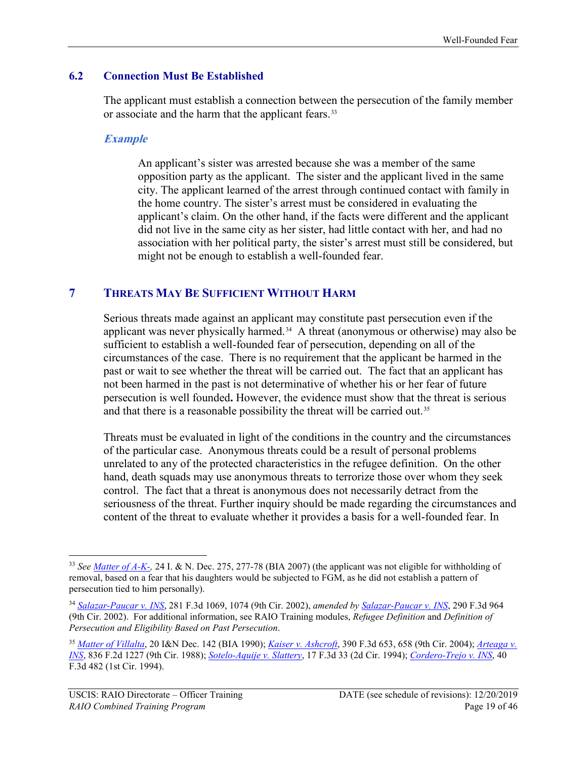### 6.2 Connection Must Be Established

The applicant must establish a connection between the persecution of the family member or associate and the harm that the applicant fears.[33]

#### *Example*

> An applicant's sister was arrested because she was a member of the same opposition party as the applicant. The sister and the applicant lived in the same city. The applicant learned of the arrest through continued contact with family in the home country. The sister's arrest must be considered in evaluating the applicant's claim. On the other hand, if the facts were different and the applicant did not live in the same city as her sister, had little contact with her, and had no association with her political party, the sister's arrest must still be considered, but might not be enough to establish a well-founded fear.

## 7 Threats May Be Sufficient Without Harm

Serious threats made against an applicant may constitute past persecution even if the applicant was never physically harmed.[34] A threat (anonymous or otherwise) may also be sufficient to establish a well-founded fear of persecution, depending on all of the circumstances of the case. There is no requirement that the applicant be harmed in the past or wait to see whether the threat will be carried out. The fact that an applicant has not been harmed in the past is not determinative of whether his or her fear of future persecution is well founded**.** However, the evidence must show that the threat is serious and that there is a reasonable possibility the threat will be carried out.[35]

Threats must be evaluated in light of the conditions in the country and the circumstances of the particular case. Anonymous threats could be a result of personal problems unrelated to any of the protected characteristics in the refugee definition. On the other hand, death squads may use anonymous threats to terrorize those over whom they seek control. The fact that a threat is anonymous does not necessarily detract from the seriousness of the threat. Further inquiry should be made regarding the circumstances and content of the threat to evaluate whether it provides a basis for a well-founded fear. In

---

[33] *See* Matter of A-K-*,* 24 I. & N. Dec. 275, 277-78 (BIA 2007) (the applicant was not eligible for withholding of removal, based on a fear that his daughters would be subjected to FGM, as he did not establish a pattern of persecution tied to him personally).

[34] *Salazar-Paucar v. INS*, 281 F.3d 1069, 1074 (9th Cir. 2002), *amended by* *Salazar-Paucar v. INS*, 290 F.3d 964 (9th Cir. 2002). For additional information, see RAIO Training modules, *Refugee Definition* and *Definition of Persecution and Eligibility Based on Past Persecution*.

[35] *Matter of Villalta*, 20 I&N Dec. 142 (BIA 1990); *Kaiser v. Ashcroft*, 390 F.3d 653, 658 (9th Cir. 2004); *Arteaga v. INS*, 836 F.2d 1227 (9th Cir. 1988); *Sotelo-Aquije v. Slattery*, 17 F.3d 33 (2d Cir. 1994); *Cordero-Trejo v. INS*, 40 F.3d 482 (1st Cir. 1994).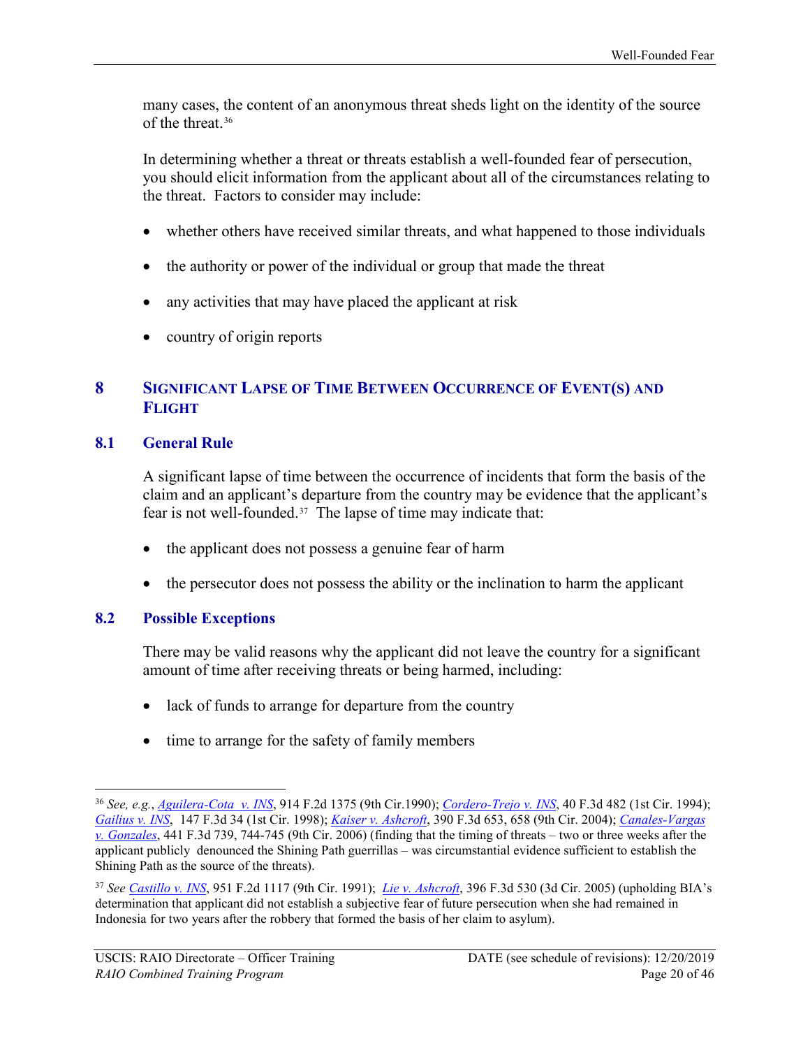many cases, the content of an anonymous threat sheds light on the identity of the source of the threat.[36]

In determining whether a threat or threats establish a well-founded fear of persecution, you should elicit information from the applicant about all of the circumstances relating to the threat. Factors to consider may include:

- whether others have received similar threats, and what happened to those individuals
- the authority or power of the individual or group that made the threat
- any activities that may have placed the applicant at risk
- country of origin reports

## 8 Significant Lapse of Time Between Occurrence of Event(s) and Flight

### 8.1 General Rule

A significant lapse of time between the occurrence of incidents that form the basis of the claim and an applicant's departure from the country may be evidence that the applicant's fear is not well-founded.[37] The lapse of time may indicate that:

- the applicant does not possess a genuine fear of harm
- the persecutor does not possess the ability or the inclination to harm the applicant

### 8.2 Possible Exceptions

There may be valid reasons why the applicant did not leave the country for a significant amount of time after receiving threats or being harmed, including:

- lack of funds to arrange for departure from the country
- time to arrange for the safety of family members

---

[36] *See, e.g.*, *Aguilera-Cota v. INS*, 914 F.2d 1375 (9th Cir.1990); *Cordero-Trejo v. INS*, 40 F.3d 482 (1st Cir. 1994); *Gailius v. INS*, 147 F.3d 34 (1st Cir. 1998); *Kaiser v. Ashcroft*, 390 F.3d 653, 658 (9th Cir. 2004); *Canales-Vargas v. Gonzales*, 441 F.3d 739, 744-745 (9th Cir. 2006) (finding that the timing of threats – two or three weeks after the applicant publicly denounced the Shining Path guerrillas – was circumstantial evidence sufficient to establish the Shining Path as the source of the threats).

[37] *See* *Castillo v. INS*, 951 F.2d 1117 (9th Cir. 1991); *Lie v. Ashcroft*, 396 F.3d 530 (3d Cir. 2005) (upholding BIA's determination that applicant did not establish a subjective fear of future persecution when she had remained in Indonesia for two years after the robbery that formed the basis of her claim to asylum).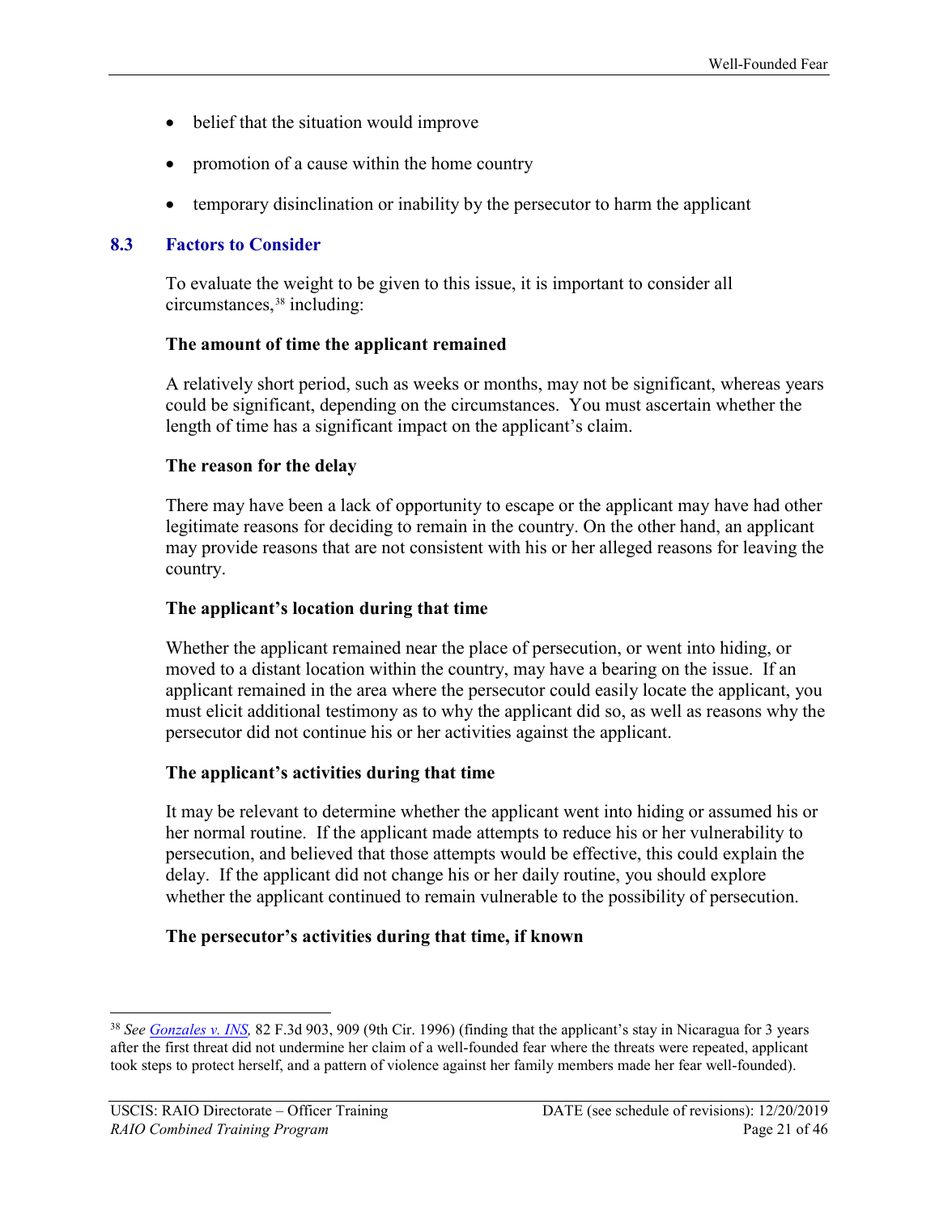- belief that the situation would improve
- promotion of a cause within the home country
- temporary disinclination or inability by the persecutor to harm the applicant

## 8.3 Factors to Consider

To evaluate the weight to be given to this issue, it is important to consider all circumstances,[38] including:

**The amount of time the applicant remained**

A relatively short period, such as weeks or months, may not be significant, whereas years could be significant, depending on the circumstances. You must ascertain whether the length of time has a significant impact on the applicant's claim.

**The reason for the delay**

There may have been a lack of opportunity to escape or the applicant may have had other legitimate reasons for deciding to remain in the country. On the other hand, an applicant may provide reasons that are not consistent with his or her alleged reasons for leaving the country.

**The applicant's location during that time**

Whether the applicant remained near the place of persecution, or went into hiding, or moved to a distant location within the country, may have a bearing on the issue. If an applicant remained in the area where the persecutor could easily locate the applicant, you must elicit additional testimony as to why the applicant did so, as well as reasons why the persecutor did not continue his or her activities against the applicant.

**The applicant's activities during that time**

It may be relevant to determine whether the applicant went into hiding or assumed his or her normal routine. If the applicant made attempts to reduce his or her vulnerability to persecution, and believed that those attempts would be effective, this could explain the delay. If the applicant did not change his or her daily routine, you should explore whether the applicant continued to remain vulnerable to the possibility of persecution.

**The persecutor's activities during that time, if known**

---

[38] *See* [Gonzales v. INS](), 82 F.3d 903, 909 (9th Cir. 1996) (finding that the applicant's stay in Nicaragua for 3 years after the first threat did not undermine her claim of a well-founded fear where the threats were repeated, applicant took steps to protect herself, and a pattern of violence against her family members made her fear well-founded).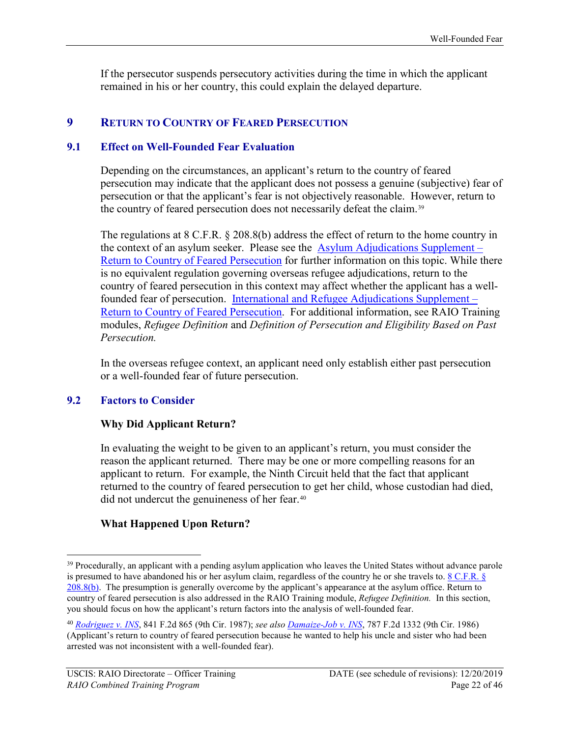If the persecutor suspends persecutory activities during the time in which the applicant remained in his or her country, this could explain the delayed departure.

# 9 Return to Country of Feared Persecution

## 9.1 Effect on Well-Founded Fear Evaluation

Depending on the circumstances, an applicant's return to the country of feared persecution may indicate that the applicant does not possess a genuine (subjective) fear of persecution or that the applicant's fear is not objectively reasonable. However, return to the country of feared persecution does not necessarily defeat the claim.[39]

The regulations at 8 C.F.R. § 208.8(b) address the effect of return to the home country in the context of an asylum seeker. Please see the Asylum Adjudications Supplement – Return to Country of Feared Persecution for further information on this topic. While there is no equivalent regulation governing overseas refugee adjudications, return to the country of feared persecution in this context may affect whether the applicant has a well-founded fear of persecution. International and Refugee Adjudications Supplement – Return to Country of Feared Persecution. For additional information, see RAIO Training modules, *Refugee Definition* and *Definition of Persecution and Eligibility Based on Past Persecution.*

In the overseas refugee context, an applicant need only establish either past persecution or a well-founded fear of future persecution.

## 9.2 Factors to Consider

### Why Did Applicant Return?

In evaluating the weight to be given to an applicant's return, you must consider the reason the applicant returned. There may be one or more compelling reasons for an applicant to return. For example, the Ninth Circuit held that the fact that applicant returned to the country of feared persecution to get her child, whose custodian had died, did not undercut the genuineness of her fear.[40]

### What Happened Upon Return?

---

[39] Procedurally, an applicant with a pending asylum application who leaves the United States without advance parole is presumed to have abandoned his or her asylum claim, regardless of the country he or she travels to. 8 C.F.R. § 208.8(b). The presumption is generally overcome by the applicant's appearance at the asylum office. Return to country of feared persecution is also addressed in the RAIO Training module, *Refugee Definition.* In this section, you should focus on how the applicant's return factors into the analysis of well-founded fear.

[40] *Rodriguez v. INS*, 841 F.2d 865 (9th Cir. 1987); *see also Damaize-Job v. INS*, 787 F.2d 1332 (9th Cir. 1986) (Applicant's return to country of feared persecution because he wanted to help his uncle and sister who had been arrested was not inconsistent with a well-founded fear).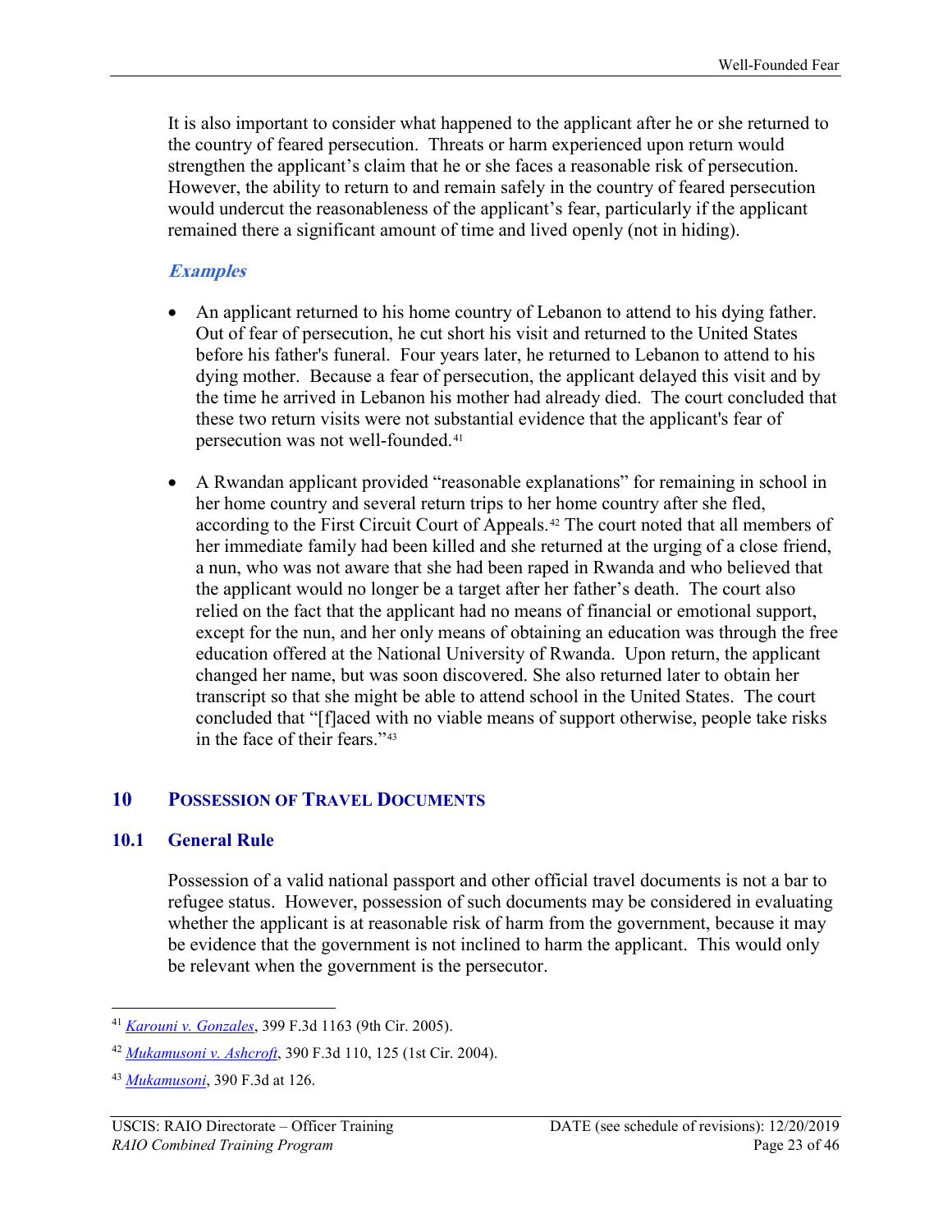It is also important to consider what happened to the applicant after he or she returned to the country of feared persecution. Threats or harm experienced upon return would strengthen the applicant's claim that he or she faces a reasonable risk of persecution. However, the ability to return to and remain safely in the country of feared persecution would undercut the reasonableness of the applicant's fear, particularly if the applicant remained there a significant amount of time and lived openly (not in hiding).

### *Examples*

- An applicant returned to his home country of Lebanon to attend to his dying father. Out of fear of persecution, he cut short his visit and returned to the United States before his father's funeral. Four years later, he returned to Lebanon to attend to his dying mother. Because a fear of persecution, the applicant delayed this visit and by the time he arrived in Lebanon his mother had already died. The court concluded that these two return visits were not substantial evidence that the applicant's fear of persecution was not well-founded.[41]

- A Rwandan applicant provided "reasonable explanations" for remaining in school in her home country and several return trips to her home country after she fled, according to the First Circuit Court of Appeals.[42] The court noted that all members of her immediate family had been killed and she returned at the urging of a close friend, a nun, who was not aware that she had been raped in Rwanda and who believed that the applicant would no longer be a target after her father's death. The court also relied on the fact that the applicant had no means of financial or emotional support, except for the nun, and her only means of obtaining an education was through the free education offered at the National University of Rwanda. Upon return, the applicant changed her name, but was soon discovered. She also returned later to obtain her transcript so that she might be able to attend school in the United States. The court concluded that "[f]aced with no viable means of support otherwise, people take risks in the face of their fears."[43]

## 10 Possession of Travel Documents

### 10.1 General Rule

Possession of a valid national passport and other official travel documents is not a bar to refugee status. However, possession of such documents may be considered in evaluating whether the applicant is at reasonable risk of harm from the government, because it may be evidence that the government is not inclined to harm the applicant. This would only be relevant when the government is the persecutor.

---

[41] *Karouni v. Gonzales*, 399 F.3d 1163 (9th Cir. 2005).

[42] *Mukamusoni v. Ashcroft*, 390 F.3d 110, 125 (1st Cir. 2004).

[43] *Mukamusoni*, 390 F.3d at 126.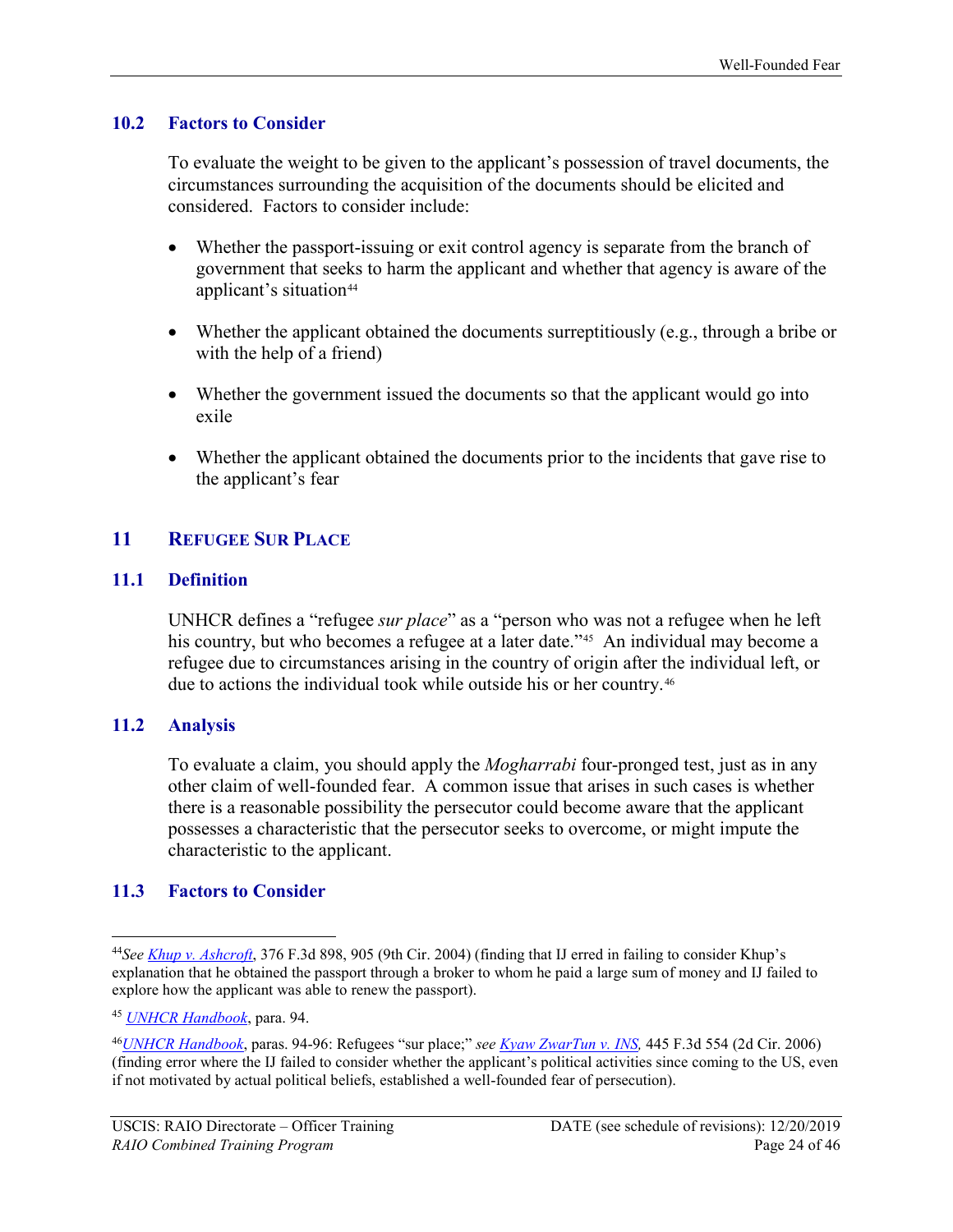### 10.2 Factors to Consider

To evaluate the weight to be given to the applicant's possession of travel documents, the circumstances surrounding the acquisition of the documents should be elicited and considered. Factors to consider include:

- Whether the passport-issuing or exit control agency is separate from the branch of government that seeks to harm the applicant and whether that agency is aware of the applicant's situation[44]
- Whether the applicant obtained the documents surreptitiously (e.g., through a bribe or with the help of a friend)
- Whether the government issued the documents so that the applicant would go into exile
- Whether the applicant obtained the documents prior to the incidents that gave rise to the applicant's fear

## 11 REFUGEE SUR PLACE

### 11.1 Definition

UNHCR defines a "refugee *sur place*" as a "person who was not a refugee when he left his country, but who becomes a refugee at a later date."[45] An individual may become a refugee due to circumstances arising in the country of origin after the individual left, or due to actions the individual took while outside his or her country.[46]

### 11.2 Analysis

To evaluate a claim, you should apply the *Mogharrabi* four-pronged test, just as in any other claim of well-founded fear. A common issue that arises in such cases is whether there is a reasonable possibility the persecutor could become aware that the applicant possesses a characteristic that the persecutor seeks to overcome, or might impute the characteristic to the applicant.

### 11.3 Factors to Consider

---

[44] *See* Khup v. Ashcroft, 376 F.3d 898, 905 (9th Cir. 2004) (finding that IJ erred in failing to consider Khup's explanation that he obtained the passport through a broker to whom he paid a large sum of money and IJ failed to explore how the applicant was able to renew the passport).

[45] UNHCR Handbook, para. 94.

[46] UNHCR Handbook, paras. 94-96: Refugees "sur place;" *see* Kyaw ZwarTun v. INS, 445 F.3d 554 (2d Cir. 2006) (finding error where the IJ failed to consider whether the applicant's political activities since coming to the US, even if not motivated by actual political beliefs, established a well-founded fear of persecution).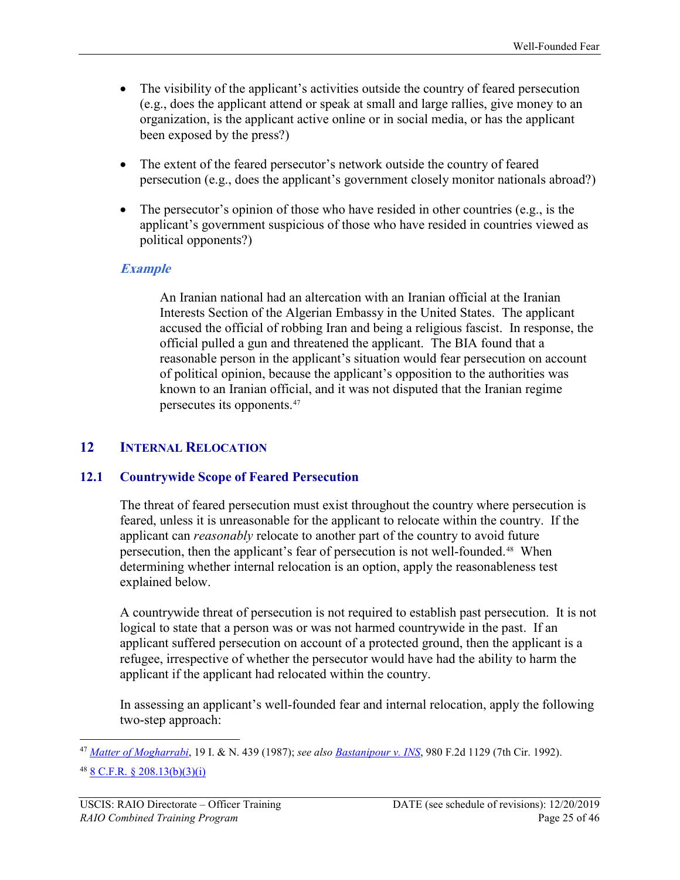- The visibility of the applicant's activities outside the country of feared persecution (e.g., does the applicant attend or speak at small and large rallies, give money to an organization, is the applicant active online or in social media, or has the applicant been exposed by the press?)

- The extent of the feared persecutor's network outside the country of feared persecution (e.g., does the applicant's government closely monitor nationals abroad?)

- The persecutor's opinion of those who have resided in other countries (e.g., is the applicant's government suspicious of those who have resided in countries viewed as political opponents?)

***Example***

> An Iranian national had an altercation with an Iranian official at the Iranian Interests Section of the Algerian Embassy in the United States. The applicant accused the official of robbing Iran and being a religious fascist. In response, the official pulled a gun and threatened the applicant. The BIA found that a reasonable person in the applicant's situation would fear persecution on account of political opinion, because the applicant's opposition to the authorities was known to an Iranian official, and it was not disputed that the Iranian regime persecutes its opponents.[47]

## 12 INTERNAL RELOCATION

### 12.1 Countrywide Scope of Feared Persecution

The threat of feared persecution must exist throughout the country where persecution is feared, unless it is unreasonable for the applicant to relocate within the country. If the applicant can *reasonably* relocate to another part of the country to avoid future persecution, then the applicant's fear of persecution is not well-founded.[48] When determining whether internal relocation is an option, apply the reasonableness test explained below.

A countrywide threat of persecution is not required to establish past persecution. It is not logical to state that a person was or was not harmed countrywide in the past. If an applicant suffered persecution on account of a protected ground, then the applicant is a refugee, irrespective of whether the persecutor would have had the ability to harm the applicant if the applicant had relocated within the country.

In assessing an applicant's well-founded fear and internal relocation, apply the following two-step approach:

---

[47] *Matter of Mogharrabi*, 19 I. & N. 439 (1987); *see also* *Bastanipour v. INS*, 980 F.2d 1129 (7th Cir. 1992).

[48] 8 C.F.R. § 208.13(b)(3)(i)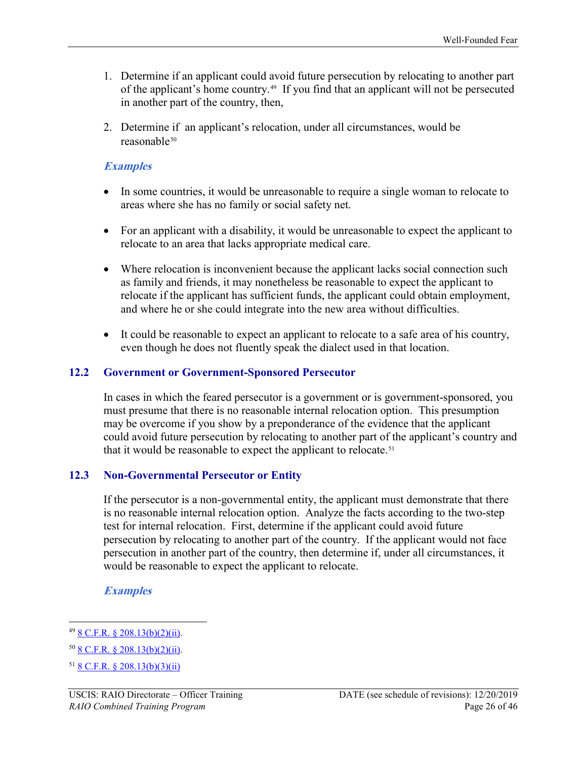1. Determine if an applicant could avoid future persecution by relocating to another part of the applicant's home country.[49] If you find that an applicant will not be persecuted in another part of the country, then,

2. Determine if an applicant's relocation, under all circumstances, would be reasonable[50]

***Examples***

- In some countries, it would be unreasonable to require a single woman to relocate to areas where she has no family or social safety net.

- For an applicant with a disability, it would be unreasonable to expect the applicant to relocate to an area that lacks appropriate medical care.

- Where relocation is inconvenient because the applicant lacks social connection such as family and friends, it may nonetheless be reasonable to expect the applicant to relocate if the applicant has sufficient funds, the applicant could obtain employment, and where he or she could integrate into the new area without difficulties.

- It could be reasonable to expect an applicant to relocate to a safe area of his country, even though he does not fluently speak the dialect used in that location.

## 12.2 Government or Government-Sponsored Persecutor

In cases in which the feared persecutor is a government or is government-sponsored, you must presume that there is no reasonable internal relocation option. This presumption may be overcome if you show by a preponderance of the evidence that the applicant could avoid future persecution by relocating to another part of the applicant's country and that it would be reasonable to expect the applicant to relocate.[51]

## 12.3 Non-Governmental Persecutor or Entity

If the persecutor is a non-governmental entity, the applicant must demonstrate that there is no reasonable internal relocation option. Analyze the facts according to the two-step test for internal relocation. First, determine if the applicant could avoid future persecution by relocating to another part of the country. If the applicant would not face persecution in another part of the country, then determine if, under all circumstances, it would be reasonable to expect the applicant to relocate.

***Examples***

---

[49] 8 C.F.R. § 208.13(b)(2)(ii).

[50] 8 C.F.R. § 208.13(b)(2)(ii).

[51] 8 C.F.R. § 208.13(b)(3)(ii)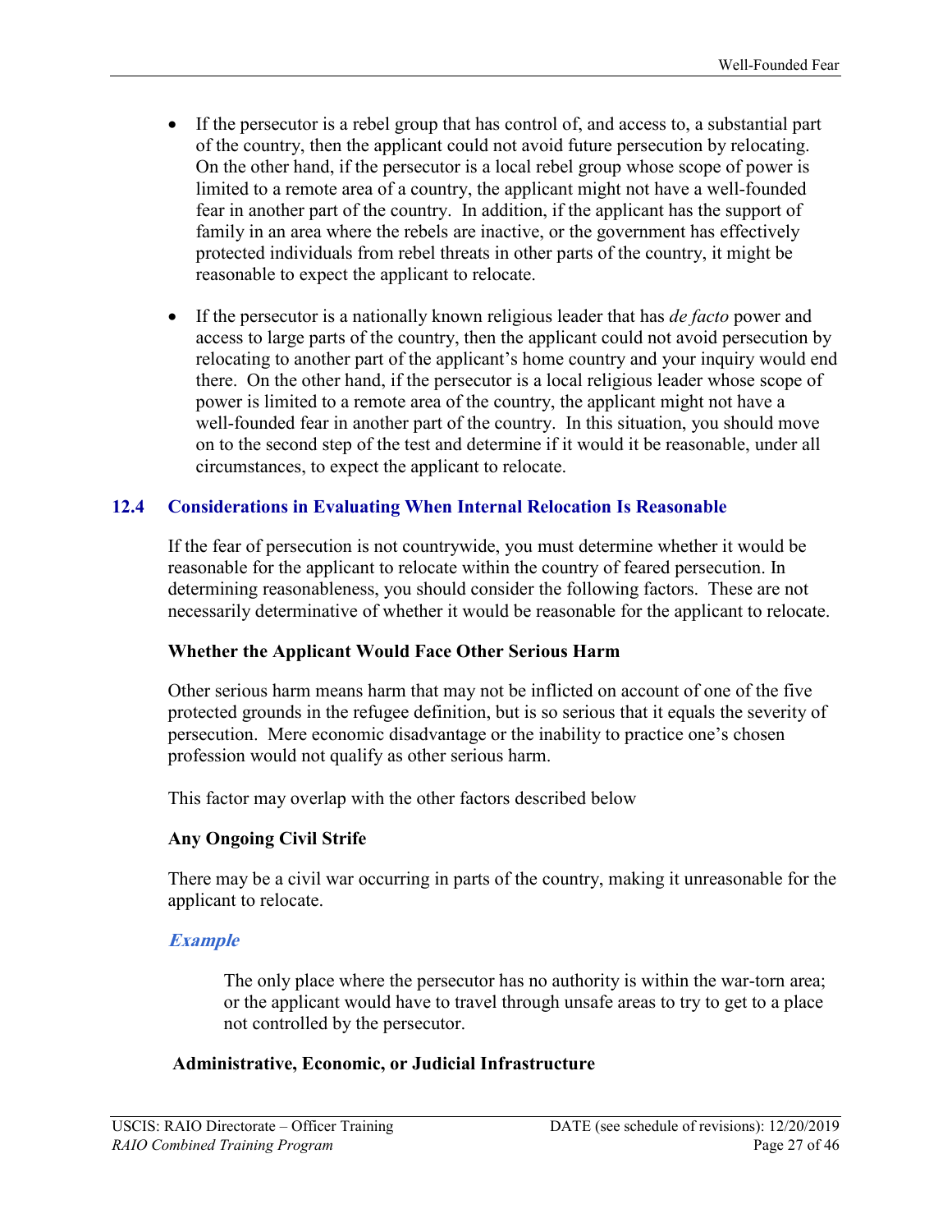- If the persecutor is a rebel group that has control of, and access to, a substantial part of the country, then the applicant could not avoid future persecution by relocating. On the other hand, if the persecutor is a local rebel group whose scope of power is limited to a remote area of a country, the applicant might not have a well-founded fear in another part of the country. In addition, if the applicant has the support of family in an area where the rebels are inactive, or the government has effectively protected individuals from rebel threats in other parts of the country, it might be reasonable to expect the applicant to relocate.

- If the persecutor is a nationally known religious leader that has *de facto* power and access to large parts of the country, then the applicant could not avoid persecution by relocating to another part of the applicant's home country and your inquiry would end there. On the other hand, if the persecutor is a local religious leader whose scope of power is limited to a remote area of the country, the applicant might not have a well-founded fear in another part of the country. In this situation, you should move on to the second step of the test and determine if it would it be reasonable, under all circumstances, to expect the applicant to relocate.

## 12.4 Considerations in Evaluating When Internal Relocation Is Reasonable

If the fear of persecution is not countrywide, you must determine whether it would be reasonable for the applicant to relocate within the country of feared persecution. In determining reasonableness, you should consider the following factors. These are not necessarily determinative of whether it would be reasonable for the applicant to relocate.

**Whether the Applicant Would Face Other Serious Harm**

Other serious harm means harm that may not be inflicted on account of one of the five protected grounds in the refugee definition, but is so serious that it equals the severity of persecution. Mere economic disadvantage or the inability to practice one's chosen profession would not qualify as other serious harm.

This factor may overlap with the other factors described below

**Any Ongoing Civil Strife**

There may be a civil war occurring in parts of the country, making it unreasonable for the applicant to relocate.

***Example***

> The only place where the persecutor has no authority is within the war-torn area; or the applicant would have to travel through unsafe areas to try to get to a place not controlled by the persecutor.

**Administrative, Economic, or Judicial Infrastructure**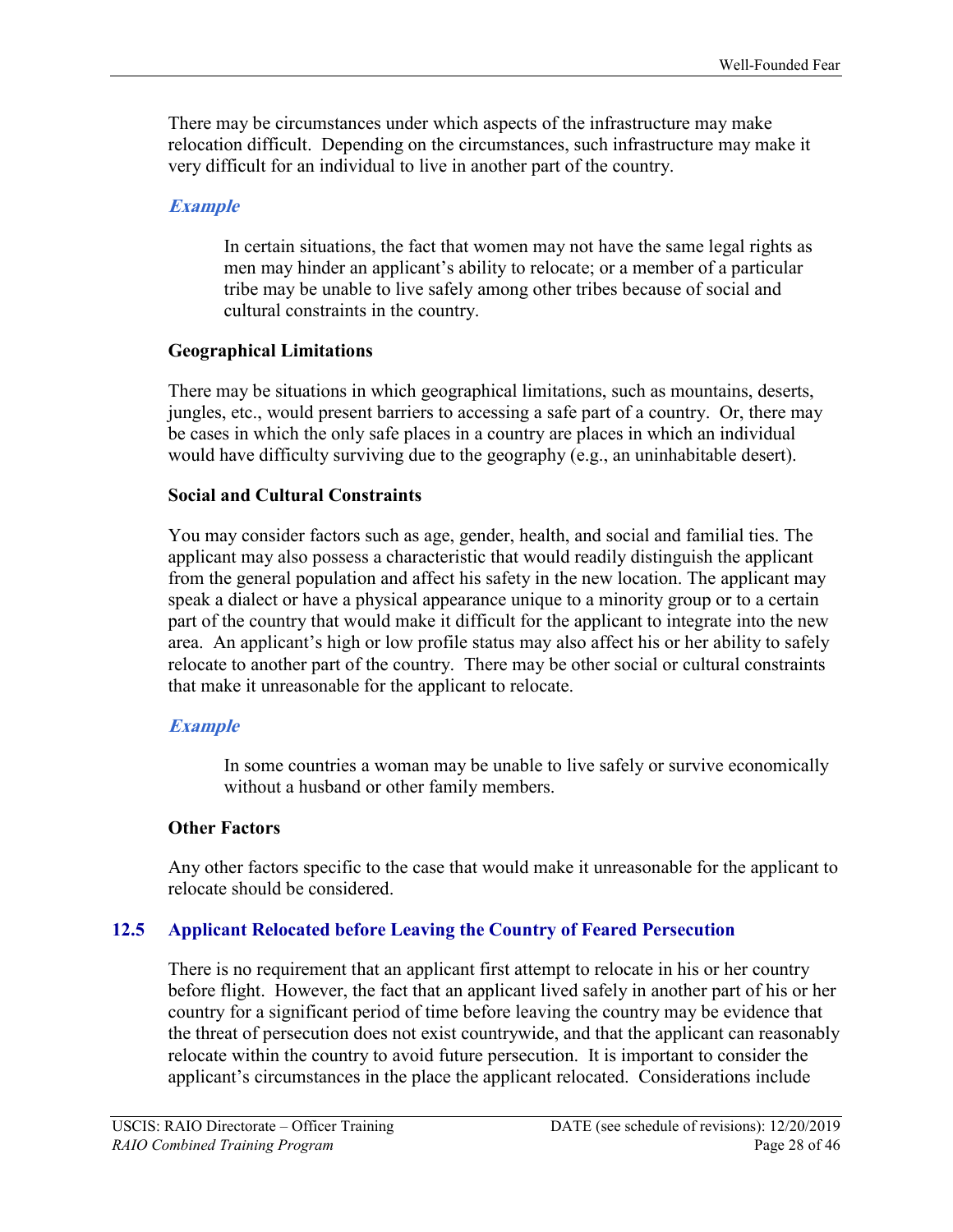There may be circumstances under which aspects of the infrastructure may make relocation difficult. Depending on the circumstances, such infrastructure may make it very difficult for an individual to live in another part of the country.

***Example***

> In certain situations, the fact that women may not have the same legal rights as men may hinder an applicant's ability to relocate; or a member of a particular tribe may be unable to live safely among other tribes because of social and cultural constraints in the country.

**Geographical Limitations**

There may be situations in which geographical limitations, such as mountains, deserts, jungles, etc., would present barriers to accessing a safe part of a country. Or, there may be cases in which the only safe places in a country are places in which an individual would have difficulty surviving due to the geography (e.g., an uninhabitable desert).

**Social and Cultural Constraints**

You may consider factors such as age, gender, health, and social and familial ties. The applicant may also possess a characteristic that would readily distinguish the applicant from the general population and affect his safety in the new location. The applicant may speak a dialect or have a physical appearance unique to a minority group or to a certain part of the country that would make it difficult for the applicant to integrate into the new area. An applicant's high or low profile status may also affect his or her ability to safely relocate to another part of the country. There may be other social or cultural constraints that make it unreasonable for the applicant to relocate.

***Example***

> In some countries a woman may be unable to live safely or survive economically without a husband or other family members.

**Other Factors**

Any other factors specific to the case that would make it unreasonable for the applicant to relocate should be considered.

## 12.5 Applicant Relocated before Leaving the Country of Feared Persecution

There is no requirement that an applicant first attempt to relocate in his or her country before flight. However, the fact that an applicant lived safely in another part of his or her country for a significant period of time before leaving the country may be evidence that the threat of persecution does not exist countrywide, and that the applicant can reasonably relocate within the country to avoid future persecution. It is important to consider the applicant's circumstances in the place the applicant relocated. Considerations include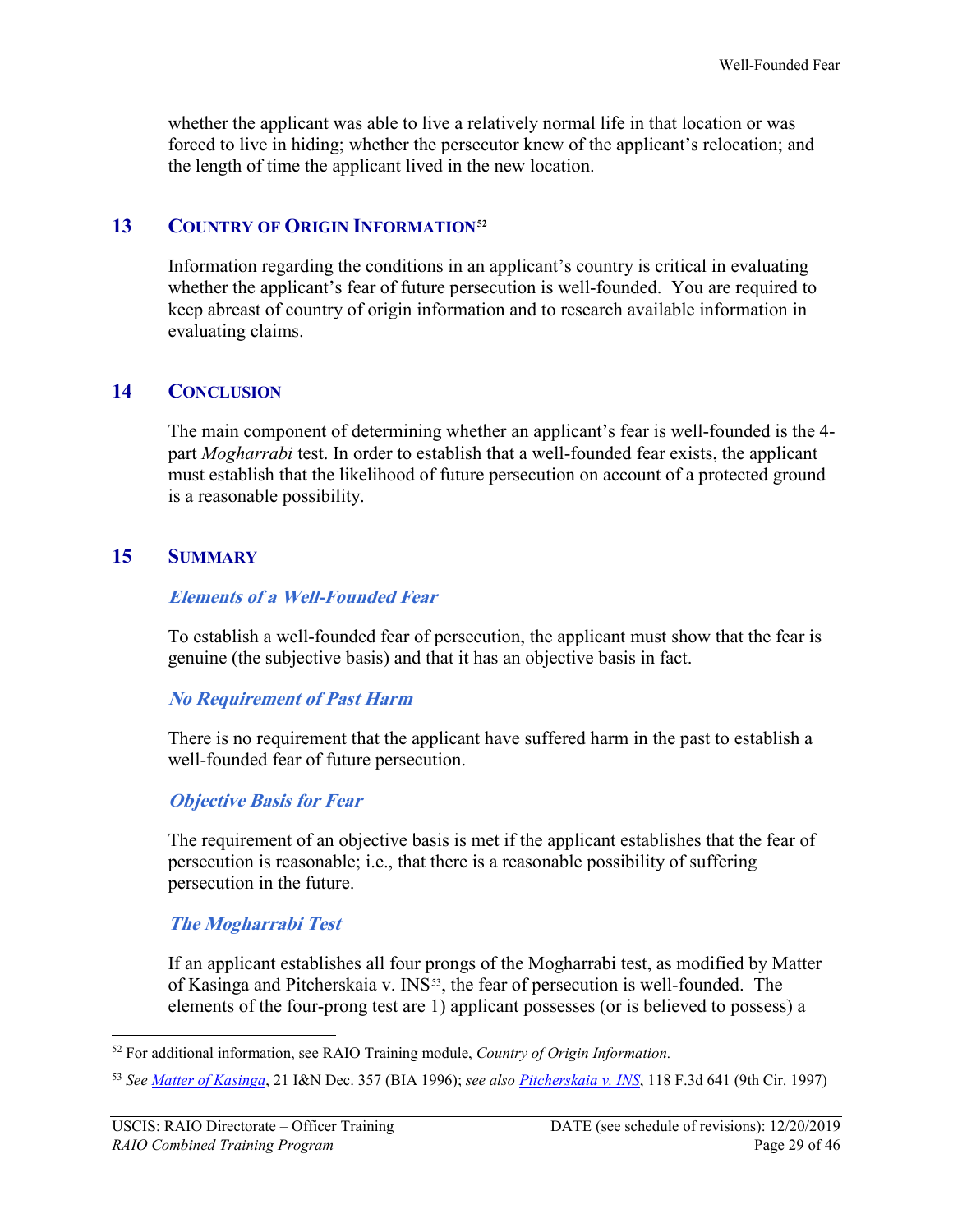whether the applicant was able to live a relatively normal life in that location or was forced to live in hiding; whether the persecutor knew of the applicant's relocation; and the length of time the applicant lived in the new location.

## 13 COUNTRY OF ORIGIN INFORMATION[52]

Information regarding the conditions in an applicant's country is critical in evaluating whether the applicant's fear of future persecution is well-founded. You are required to keep abreast of country of origin information and to research available information in evaluating claims.

## 14 CONCLUSION

The main component of determining whether an applicant's fear is well-founded is the 4-part *Mogharrabi* test. In order to establish that a well-founded fear exists, the applicant must establish that the likelihood of future persecution on account of a protected ground is a reasonable possibility.

## 15 SUMMARY

### *Elements of a Well-Founded Fear*

To establish a well-founded fear of persecution, the applicant must show that the fear is genuine (the subjective basis) and that it has an objective basis in fact.

### *No Requirement of Past Harm*

There is no requirement that the applicant have suffered harm in the past to establish a well-founded fear of future persecution.

### *Objective Basis for Fear*

The requirement of an objective basis is met if the applicant establishes that the fear of persecution is reasonable; i.e., that there is a reasonable possibility of suffering persecution in the future.

### *The Mogharrabi Test*

If an applicant establishes all four prongs of the Mogharrabi test, as modified by Matter of Kasinga and Pitcherskaia v. INS[53], the fear of persecution is well-founded. The elements of the four-prong test are 1) applicant possesses (or is believed to possess) a

---

[52] For additional information, see RAIO Training module, *Country of Origin Information.*

[53] *See Matter of Kasinga*, 21 I&N Dec. 357 (BIA 1996); *see also Pitcherskaia v. INS*, 118 F.3d 641 (9th Cir. 1997)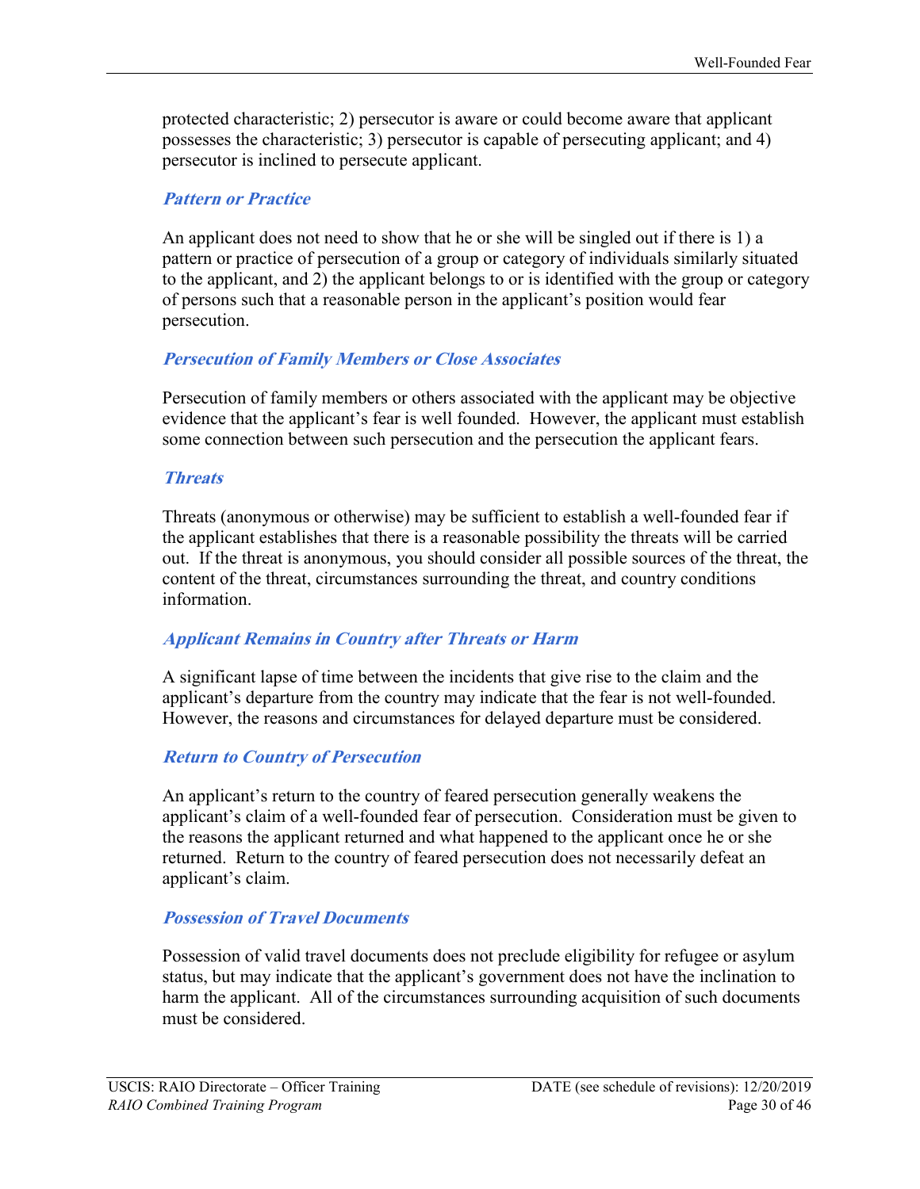protected characteristic; 2) persecutor is aware or could become aware that applicant possesses the characteristic; 3) persecutor is capable of persecuting applicant; and 4) persecutor is inclined to persecute applicant.

### *Pattern or Practice*

An applicant does not need to show that he or she will be singled out if there is 1) a pattern or practice of persecution of a group or category of individuals similarly situated to the applicant, and 2) the applicant belongs to or is identified with the group or category of persons such that a reasonable person in the applicant's position would fear persecution.

### *Persecution of Family Members or Close Associates*

Persecution of family members or others associated with the applicant may be objective evidence that the applicant's fear is well founded. However, the applicant must establish some connection between such persecution and the persecution the applicant fears.

### *Threats*

Threats (anonymous or otherwise) may be sufficient to establish a well-founded fear if the applicant establishes that there is a reasonable possibility the threats will be carried out. If the threat is anonymous, you should consider all possible sources of the threat, the content of the threat, circumstances surrounding the threat, and country conditions information.

### *Applicant Remains in Country after Threats or Harm*

A significant lapse of time between the incidents that give rise to the claim and the applicant's departure from the country may indicate that the fear is not well-founded. However, the reasons and circumstances for delayed departure must be considered.

### *Return to Country of Persecution*

An applicant's return to the country of feared persecution generally weakens the applicant's claim of a well-founded fear of persecution. Consideration must be given to the reasons the applicant returned and what happened to the applicant once he or she returned. Return to the country of feared persecution does not necessarily defeat an applicant's claim.

### *Possession of Travel Documents*

Possession of valid travel documents does not preclude eligibility for refugee or asylum status, but may indicate that the applicant's government does not have the inclination to harm the applicant. All of the circumstances surrounding acquisition of such documents must be considered.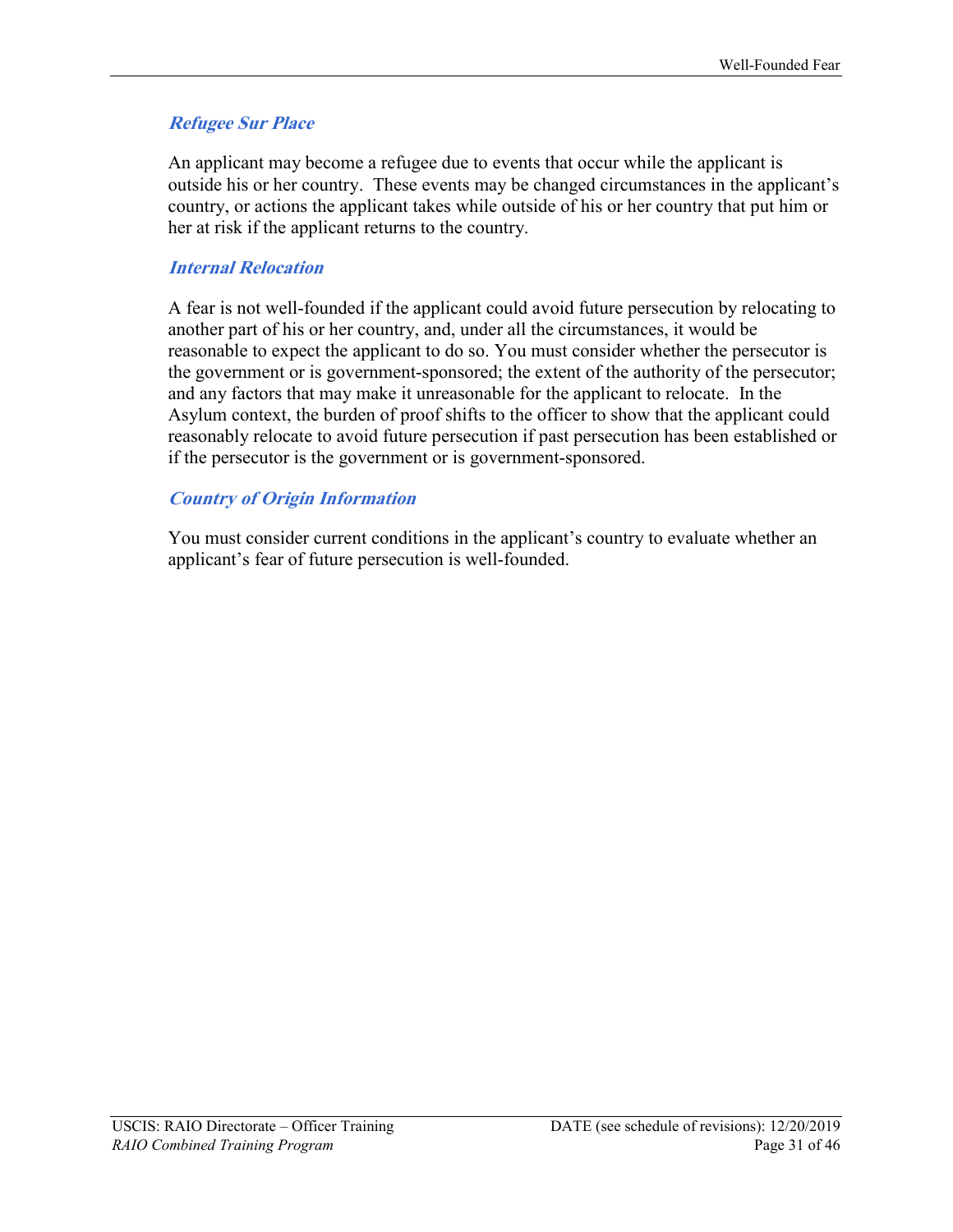### *Refugee Sur Place*

An applicant may become a refugee due to events that occur while the applicant is outside his or her country. These events may be changed circumstances in the applicant's country, or actions the applicant takes while outside of his or her country that put him or her at risk if the applicant returns to the country.

### *Internal Relocation*

A fear is not well-founded if the applicant could avoid future persecution by relocating to another part of his or her country, and, under all the circumstances, it would be reasonable to expect the applicant to do so. You must consider whether the persecutor is the government or is government-sponsored; the extent of the authority of the persecutor; and any factors that may make it unreasonable for the applicant to relocate. In the Asylum context, the burden of proof shifts to the officer to show that the applicant could reasonably relocate to avoid future persecution if past persecution has been established or if the persecutor is the government or is government-sponsored.

### *Country of Origin Information*

You must consider current conditions in the applicant's country to evaluate whether an applicant's fear of future persecution is well-founded.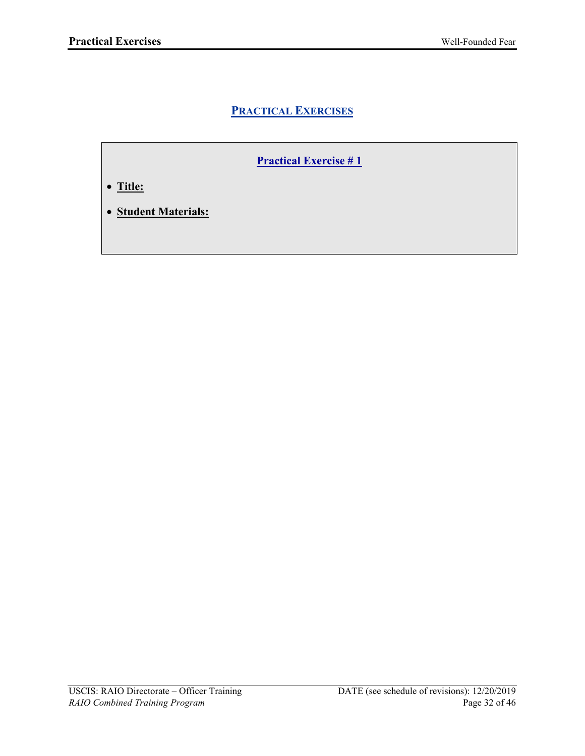## PRACTICAL EXERCISES

### Practical Exercise # 1

- **Title:**
- **Student Materials:**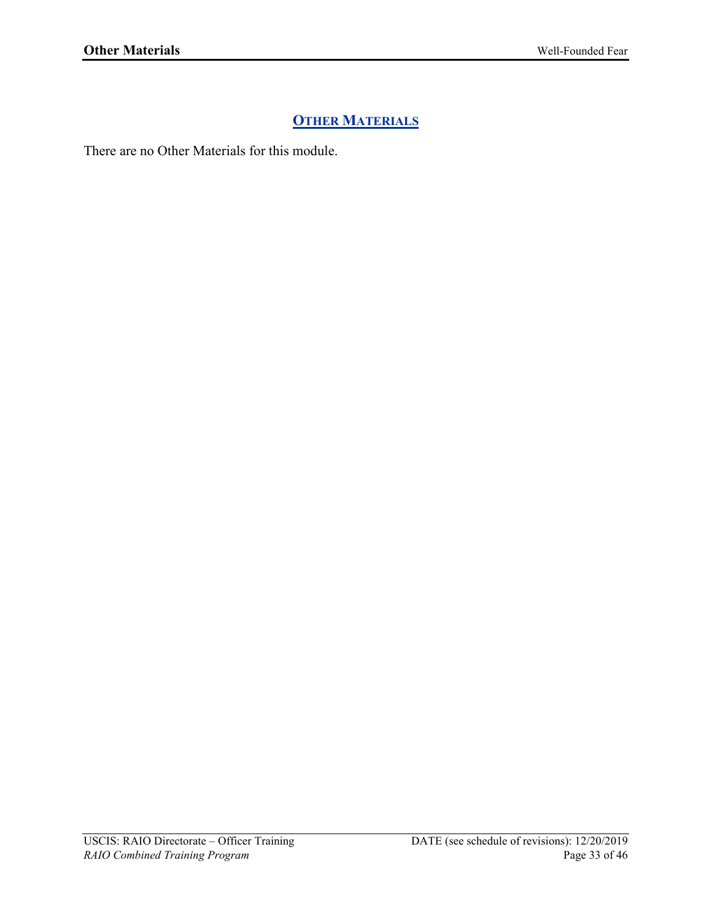## OTHER MATERIALS

There are no Other Materials for this module.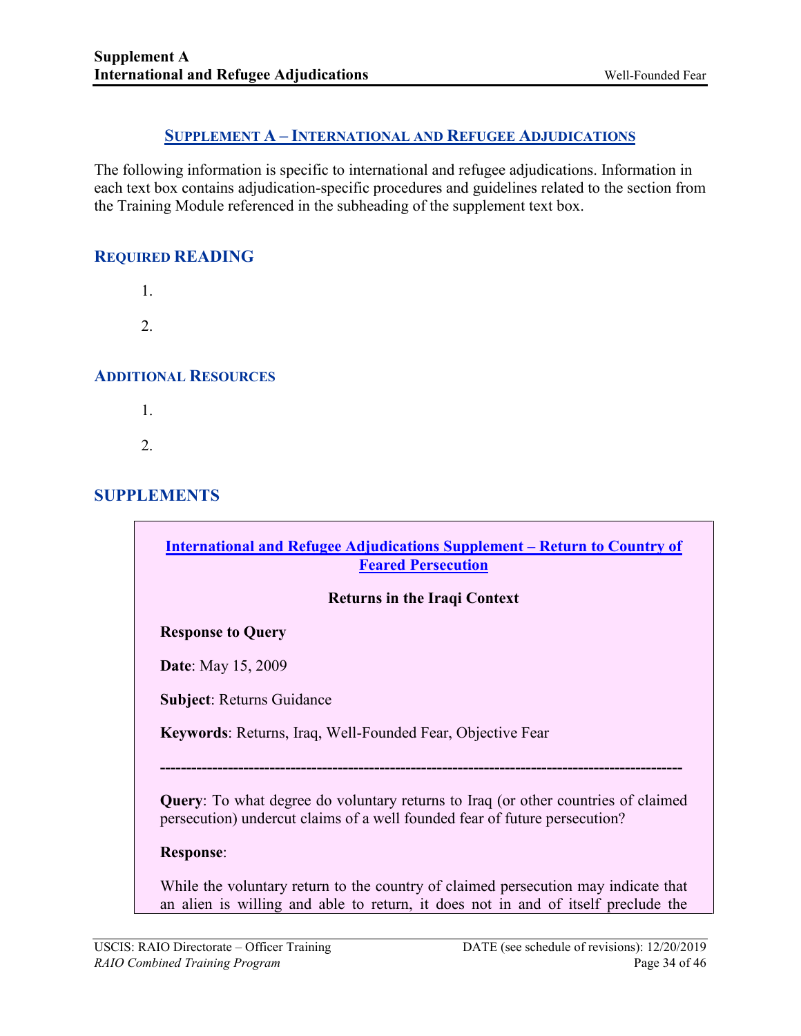## SUPPLEMENT A – INTERNATIONAL AND REFUGEE ADJUDICATIONS

The following information is specific to international and refugee adjudications. Information in each text box contains adjudication-specific procedures and guidelines related to the section from the Training Module referenced in the subheading of the supplement text box.

### REQUIRED READING

1.

2.

### ADDITIONAL RESOURCES

1.

2.

## SUPPLEMENTS

**International and Refugee Adjudications Supplement – Return to Country of Feared Persecution**

**Returns in the Iraqi Context**

**Response to Query**

**Date**: May 15, 2009

**Subject**: Returns Guidance

**Keywords**: Returns, Iraq, Well-Founded Fear, Objective Fear

---

**Query**: To what degree do voluntary returns to Iraq (or other countries of claimed persecution) undercut claims of a well founded fear of future persecution?

**Response**:

While the voluntary return to the country of claimed persecution may indicate that an alien is willing and able to return, it does not in and of itself preclude the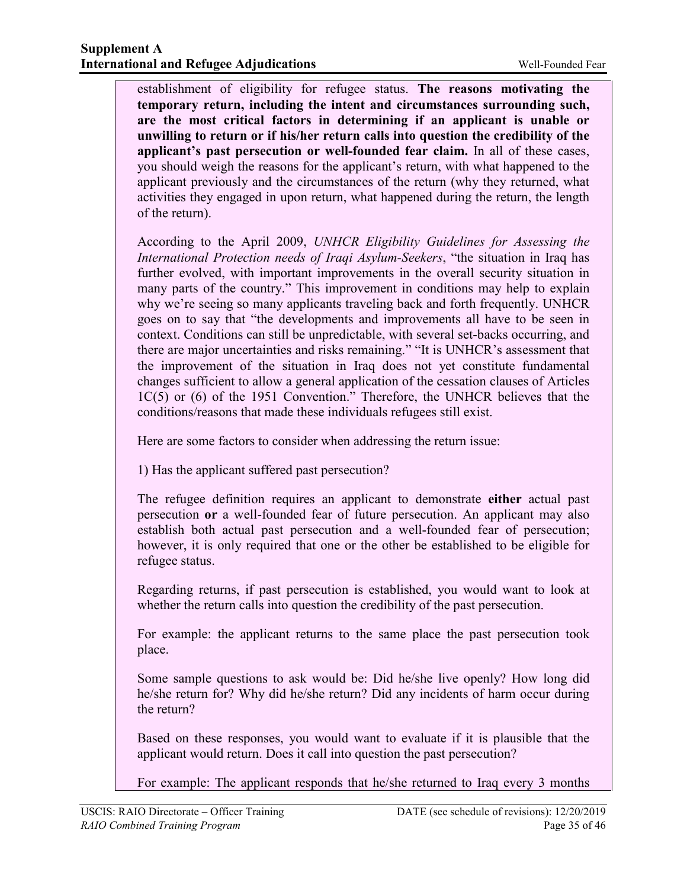establishment of eligibility for refugee status. **The reasons motivating the temporary return, including the intent and circumstances surrounding such, are the most critical factors in determining if an applicant is unable or unwilling to return or if his/her return calls into question the credibility of the applicant's past persecution or well-founded fear claim.** In all of these cases, you should weigh the reasons for the applicant's return, with what happened to the applicant previously and the circumstances of the return (why they returned, what activities they engaged in upon return, what happened during the return, the length of the return).

According to the April 2009, *UNHCR Eligibility Guidelines for Assessing the International Protection needs of Iraqi Asylum-Seekers*, "the situation in Iraq has further evolved, with important improvements in the overall security situation in many parts of the country." This improvement in conditions may help to explain why we're seeing so many applicants traveling back and forth frequently. UNHCR goes on to say that "the developments and improvements all have to be seen in context. Conditions can still be unpredictable, with several set-backs occurring, and there are major uncertainties and risks remaining." "It is UNHCR's assessment that the improvement of the situation in Iraq does not yet constitute fundamental changes sufficient to allow a general application of the cessation clauses of Articles 1C(5) or (6) of the 1951 Convention." Therefore, the UNHCR believes that the conditions/reasons that made these individuals refugees still exist.

Here are some factors to consider when addressing the return issue:

1) Has the applicant suffered past persecution?

The refugee definition requires an applicant to demonstrate **either** actual past persecution **or** a well-founded fear of future persecution. An applicant may also establish both actual past persecution and a well-founded fear of persecution; however, it is only required that one or the other be established to be eligible for refugee status.

Regarding returns, if past persecution is established, you would want to look at whether the return calls into question the credibility of the past persecution.

For example: the applicant returns to the same place the past persecution took place.

Some sample questions to ask would be: Did he/she live openly? How long did he/she return for? Why did he/she return? Did any incidents of harm occur during the return?

Based on these responses, you would want to evaluate if it is plausible that the applicant would return. Does it call into question the past persecution?

For example: The applicant responds that he/she returned to Iraq every 3 months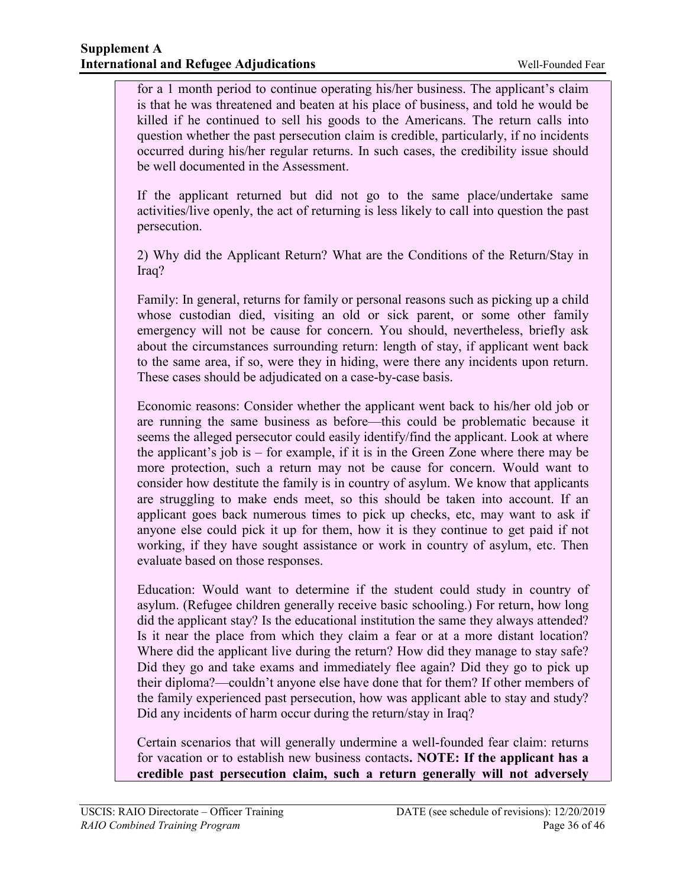for a 1 month period to continue operating his/her business. The applicant's claim is that he was threatened and beaten at his place of business, and told he would be killed if he continued to sell his goods to the Americans. The return calls into question whether the past persecution claim is credible, particularly, if no incidents occurred during his/her regular returns. In such cases, the credibility issue should be well documented in the Assessment.

If the applicant returned but did not go to the same place/undertake same activities/live openly, the act of returning is less likely to call into question the past persecution.

2) Why did the Applicant Return? What are the Conditions of the Return/Stay in Iraq?

Family: In general, returns for family or personal reasons such as picking up a child whose custodian died, visiting an old or sick parent, or some other family emergency will not be cause for concern. You should, nevertheless, briefly ask about the circumstances surrounding return: length of stay, if applicant went back to the same area, if so, were they in hiding, were there any incidents upon return. These cases should be adjudicated on a case-by-case basis.

Economic reasons: Consider whether the applicant went back to his/her old job or are running the same business as before—this could be problematic because it seems the alleged persecutor could easily identify/find the applicant. Look at where the applicant's job is – for example, if it is in the Green Zone where there may be more protection, such a return may not be cause for concern. Would want to consider how destitute the family is in country of asylum. We know that applicants are struggling to make ends meet, so this should be taken into account. If an applicant goes back numerous times to pick up checks, etc, may want to ask if anyone else could pick it up for them, how it is they continue to get paid if not working, if they have sought assistance or work in country of asylum, etc. Then evaluate based on those responses.

Education: Would want to determine if the student could study in country of asylum. (Refugee children generally receive basic schooling.) For return, how long did the applicant stay? Is the educational institution the same they always attended? Is it near the place from which they claim a fear or at a more distant location? Where did the applicant live during the return? How did they manage to stay safe? Did they go and take exams and immediately flee again? Did they go to pick up their diploma?—couldn't anyone else have done that for them? If other members of the family experienced past persecution, how was applicant able to stay and study? Did any incidents of harm occur during the return/stay in Iraq?

Certain scenarios that will generally undermine a well-founded fear claim: returns for vacation or to establish new business contacts**. NOTE: If the applicant has a credible past persecution claim, such a return generally will not adversely**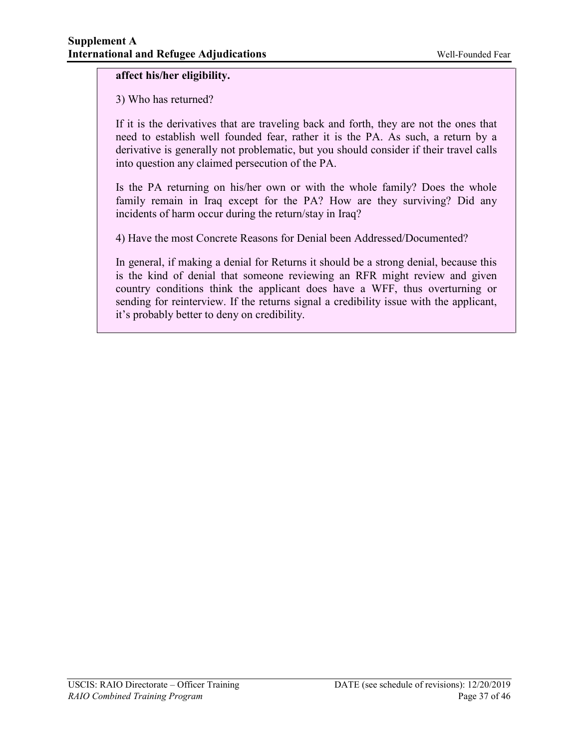**affect his/her eligibility.**

3) Who has returned?

If it is the derivatives that are traveling back and forth, they are not the ones that need to establish well founded fear, rather it is the PA. As such, a return by a derivative is generally not problematic, but you should consider if their travel calls into question any claimed persecution of the PA.

Is the PA returning on his/her own or with the whole family? Does the whole family remain in Iraq except for the PA? How are they surviving? Did any incidents of harm occur during the return/stay in Iraq?

4) Have the most Concrete Reasons for Denial been Addressed/Documented?

In general, if making a denial for Returns it should be a strong denial, because this is the kind of denial that someone reviewing an RFR might review and given country conditions think the applicant does have a WFF, thus overturning or sending for reinterview. If the returns signal a credibility issue with the applicant, it's probably better to deny on credibility.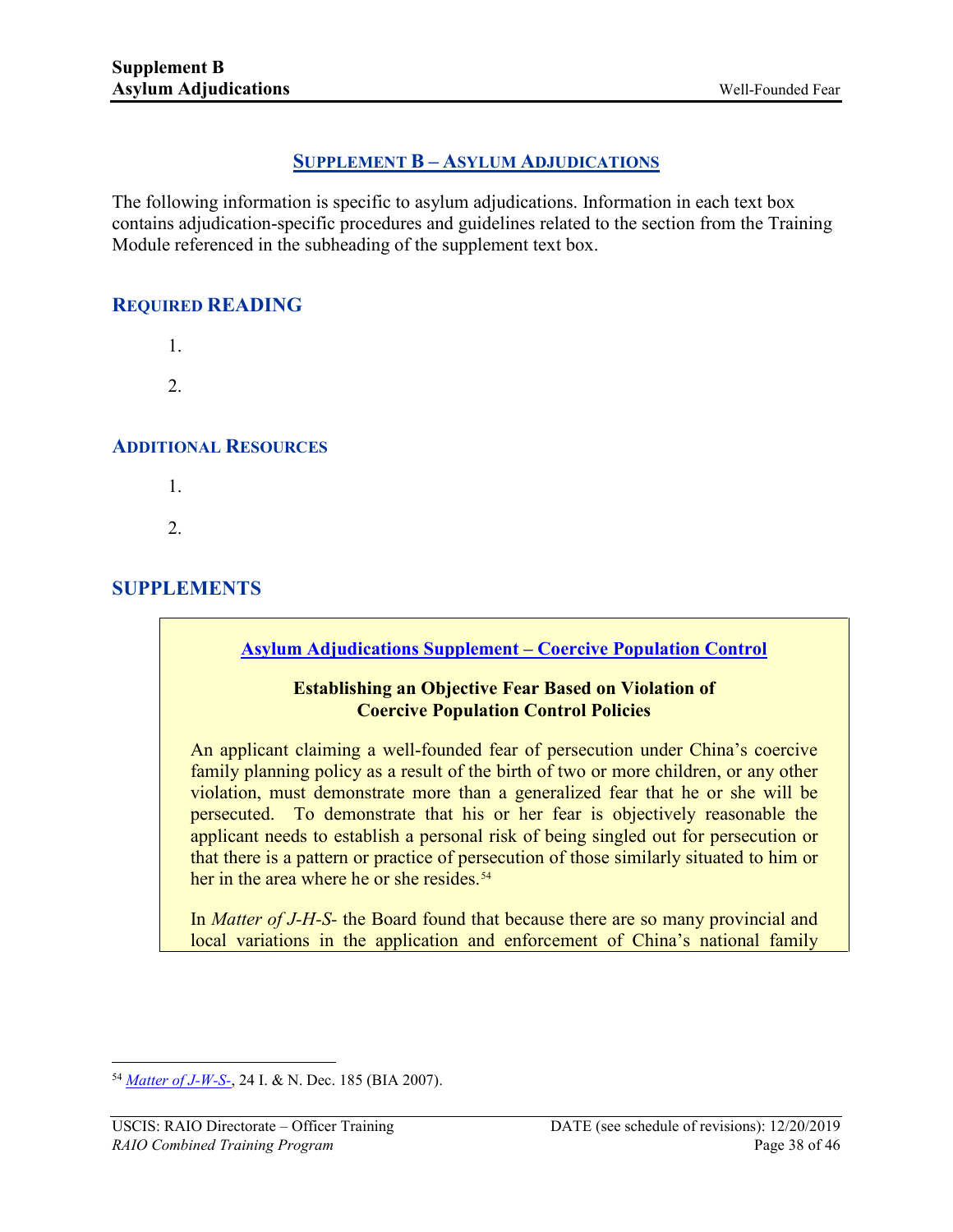# Supplement B – Asylum Adjudications

The following information is specific to asylum adjudications. Information in each text box contains adjudication-specific procedures and guidelines related to the section from the Training Module referenced in the subheading of the supplement text box.

## Required Reading

1.

2.

## Additional Resources

1.

2.

## Supplements

### Asylum Adjudications Supplement – Coercive Population Control

**Establishing an Objective Fear Based on Violation of Coercive Population Control Policies**

An applicant claiming a well-founded fear of persecution under China's coercive family planning policy as a result of the birth of two or more children, or any other violation, must demonstrate more than a generalized fear that he or she will be persecuted. To demonstrate that his or her fear is objectively reasonable the applicant needs to establish a personal risk of being singled out for persecution or that there is a pattern or practice of persecution of those similarly situated to him or her in the area where he or she resides.[54]

In *Matter of J-H-S-* the Board found that because there are so many provincial and local variations in the application and enforcement of China's national family

---

[54] *Matter of J-W-S-*, 24 I. & N. Dec. 185 (BIA 2007).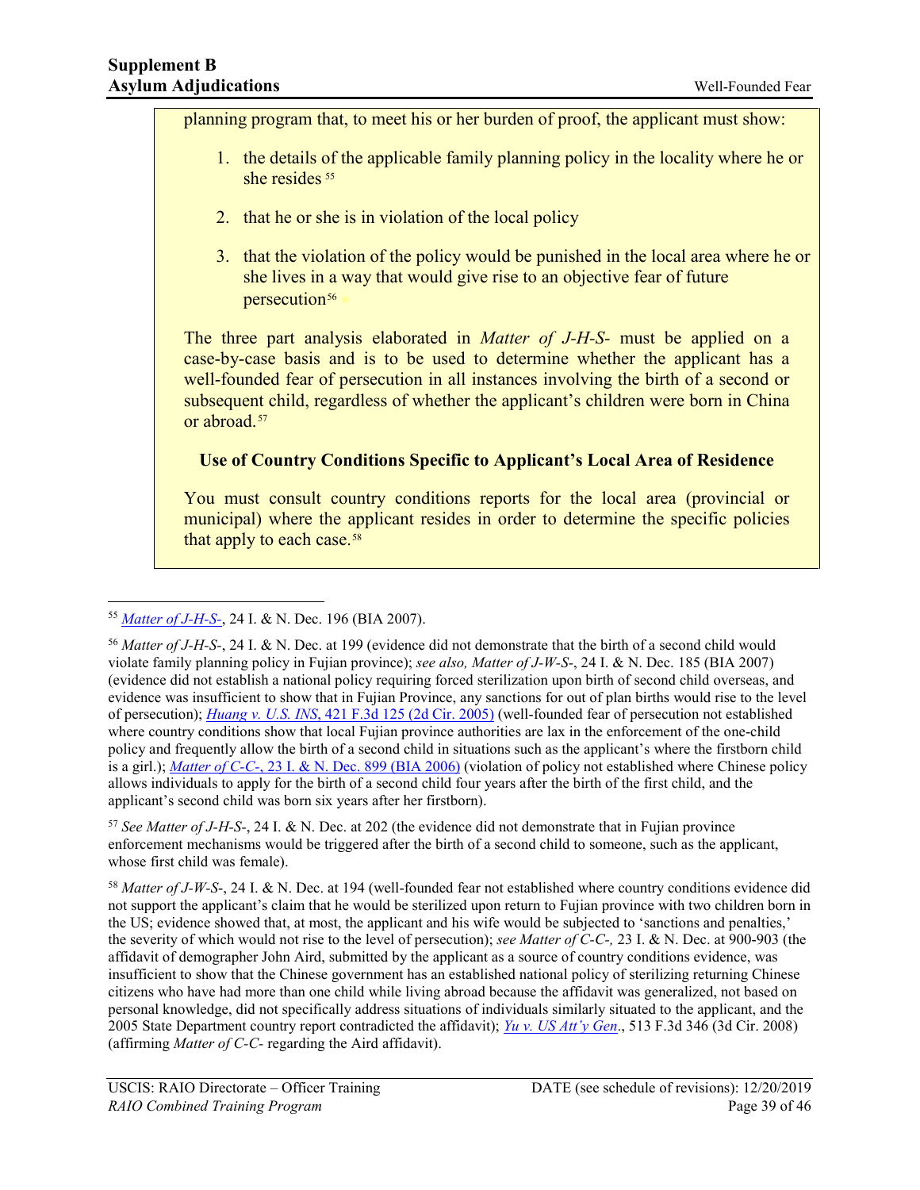planning program that, to meet his or her burden of proof, the applicant must show:

1. the details of the applicable family planning policy in the locality where he or she resides [55]
2. that he or she is in violation of the local policy
3. that the violation of the policy would be punished in the local area where he or she lives in a way that would give rise to an objective fear of future persecution[56]

The three part analysis elaborated in *Matter of J-H-S-* must be applied on a case-by-case basis and is to be used to determine whether the applicant has a well-founded fear of persecution in all instances involving the birth of a second or subsequent child, regardless of whether the applicant's children were born in China or abroad.[57]

**Use of Country Conditions Specific to Applicant's Local Area of Residence**

You must consult country conditions reports for the local area (provincial or municipal) where the applicant resides in order to determine the specific policies that apply to each case.[58]

---

[55] *Matter of J-H-S-*, 24 I. & N. Dec. 196 (BIA 2007).

[56] *Matter of J-H-S-*, 24 I. & N. Dec. at 199 (evidence did not demonstrate that the birth of a second child would violate family planning policy in Fujian province); *see also, Matter of J-W-S-*, 24 I. & N. Dec. 185 (BIA 2007) (evidence did not establish a national policy requiring forced sterilization upon birth of second child overseas, and evidence was insufficient to show that in Fujian Province, any sanctions for out of plan births would rise to the level of persecution); *Huang v. U.S. INS*, 421 F.3d 125 (2d Cir. 2005) (well-founded fear of persecution not established where country conditions show that local Fujian province authorities are lax in the enforcement of the one-child policy and frequently allow the birth of a second child in situations such as the applicant's where the firstborn child is a girl.); *Matter of C-C-*, 23 I. & N. Dec. 899 (BIA 2006) (violation of policy not established where Chinese policy allows individuals to apply for the birth of a second child four years after the birth of the first child, and the applicant's second child was born six years after her firstborn).

[57] *See Matter of J-H-S-*, 24 I. & N. Dec. at 202 (the evidence did not demonstrate that in Fujian province enforcement mechanisms would be triggered after the birth of a second child to someone, such as the applicant, whose first child was female).

[58] *Matter of J-W-S-*, 24 I. & N. Dec. at 194 (well-founded fear not established where country conditions evidence did not support the applicant's claim that he would be sterilized upon return to Fujian province with two children born in the US; evidence showed that, at most, the applicant and his wife would be subjected to 'sanctions and penalties,' the severity of which would not rise to the level of persecution); *see Matter of C-C-,* 23 I. & N. Dec. at 900-903 (the affidavit of demographer John Aird, submitted by the applicant as a source of country conditions evidence, was insufficient to show that the Chinese government has an established national policy of sterilizing returning Chinese citizens who have had more than one child while living abroad because the affidavit was generalized, not based on personal knowledge, did not specifically address situations of individuals similarly situated to the applicant, and the 2005 State Department country report contradicted the affidavit); *Yu v. US Att'y Gen*., 513 F.3d 346 (3d Cir. 2008) (affirming *Matter of C-C-* regarding the Aird affidavit).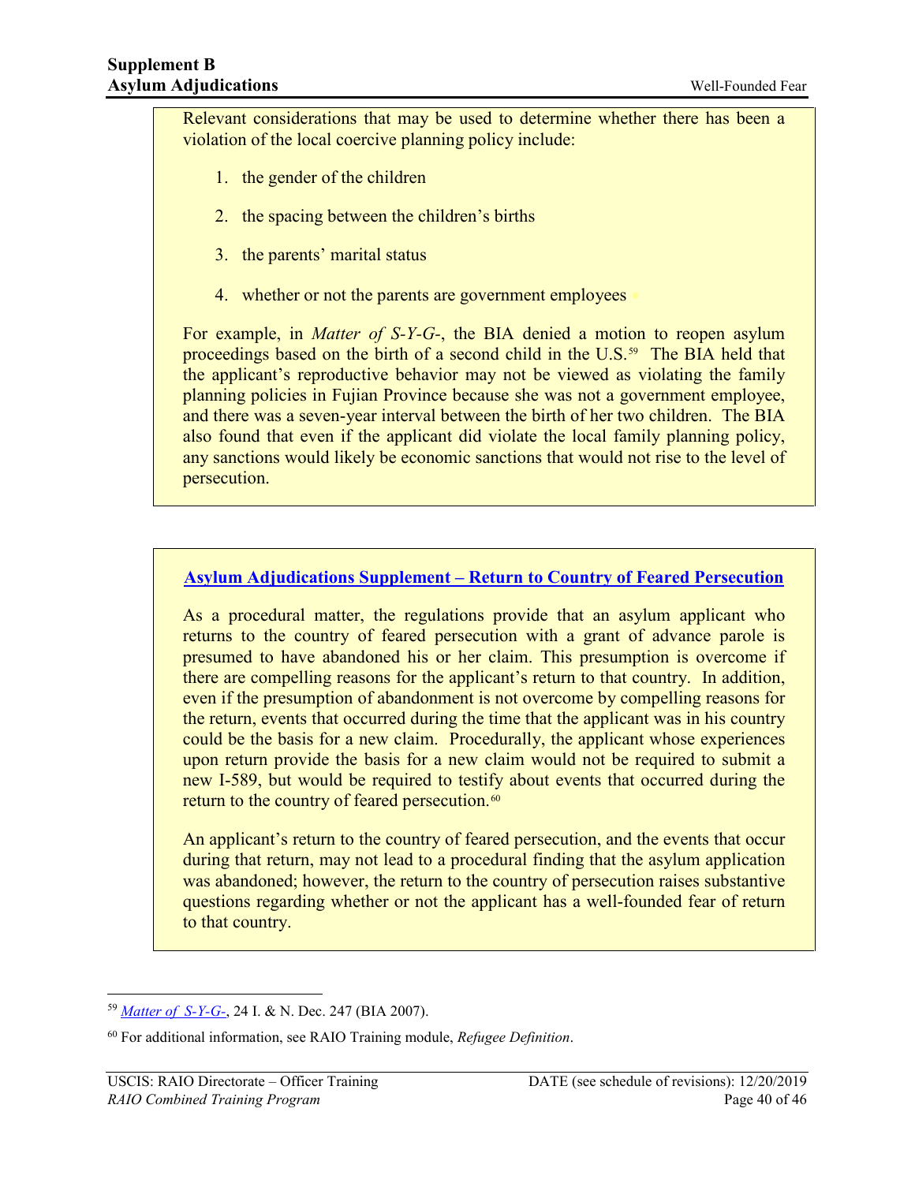Relevant considerations that may be used to determine whether there has been a violation of the local coercive planning policy include:

1. the gender of the children
2. the spacing between the children's births
3. the parents' marital status
4. whether or not the parents are government employees

For example, in *Matter of S-Y-G-*, the BIA denied a motion to reopen asylum proceedings based on the birth of a second child in the U.S.[59] The BIA held that the applicant's reproductive behavior may not be viewed as violating the family planning policies in Fujian Province because she was not a government employee, and there was a seven-year interval between the birth of her two children. The BIA also found that even if the applicant did violate the local family planning policy, any sanctions would likely be economic sanctions that would not rise to the level of persecution.

**Asylum Adjudications Supplement – Return to Country of Feared Persecution**

As a procedural matter, the regulations provide that an asylum applicant who returns to the country of feared persecution with a grant of advance parole is presumed to have abandoned his or her claim. This presumption is overcome if there are compelling reasons for the applicant's return to that country. In addition, even if the presumption of abandonment is not overcome by compelling reasons for the return, events that occurred during the time that the applicant was in his country could be the basis for a new claim. Procedurally, the applicant whose experiences upon return provide the basis for a new claim would not be required to submit a new I-589, but would be required to testify about events that occurred during the return to the country of feared persecution.[60]

An applicant's return to the country of feared persecution, and the events that occur during that return, may not lead to a procedural finding that the asylum application was abandoned; however, the return to the country of persecution raises substantive questions regarding whether or not the applicant has a well-founded fear of return to that country.

---

[59] *Matter of S-Y-G-*, 24 I. & N. Dec. 247 (BIA 2007).

[60] For additional information, see RAIO Training module, *Refugee Definition*.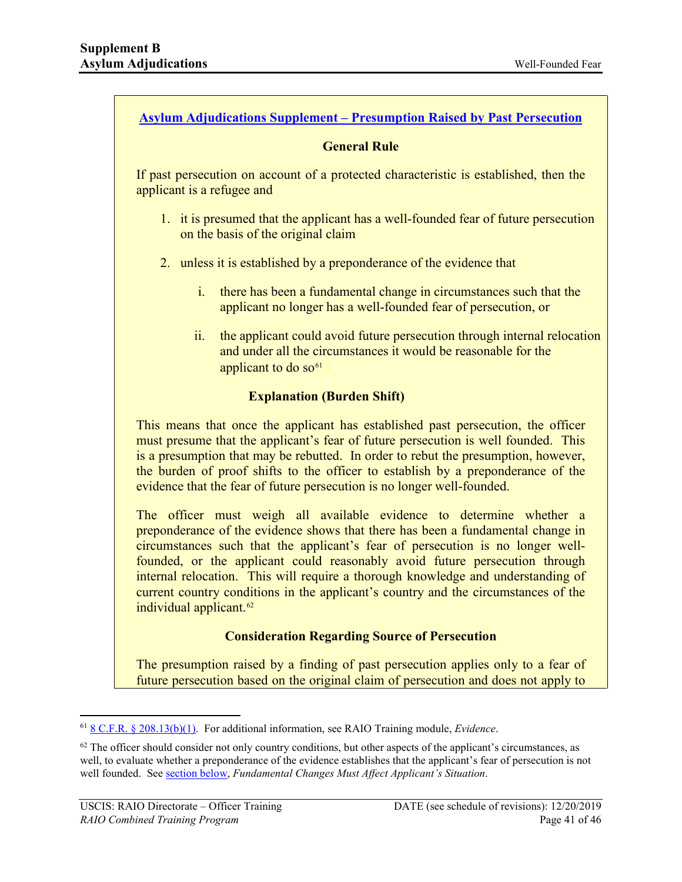**Asylum Adjudications Supplement – Presumption Raised by Past Persecution**

**General Rule**

If past persecution on account of a protected characteristic is established, then the applicant is a refugee and

1. it is presumed that the applicant has a well-founded fear of future persecution on the basis of the original claim
2. unless it is established by a preponderance of the evidence that
   i. there has been a fundamental change in circumstances such that the applicant no longer has a well-founded fear of persecution, or
   ii. the applicant could avoid future persecution through internal relocation and under all the circumstances it would be reasonable for the applicant to do so[61]

**Explanation (Burden Shift)**

This means that once the applicant has established past persecution, the officer must presume that the applicant's fear of future persecution is well founded. This is a presumption that may be rebutted. In order to rebut the presumption, however, the burden of proof shifts to the officer to establish by a preponderance of the evidence that the fear of future persecution is no longer well-founded.

The officer must weigh all available evidence to determine whether a preponderance of the evidence shows that there has been a fundamental change in circumstances such that the applicant's fear of persecution is no longer well-founded, or the applicant could reasonably avoid future persecution through internal relocation. This will require a thorough knowledge and understanding of current country conditions in the applicant's country and the circumstances of the individual applicant.[62]

**Consideration Regarding Source of Persecution**

The presumption raised by a finding of past persecution applies only to a fear of future persecution based on the original claim of persecution and does not apply to

---

[61] 8 C.F.R. § 208.13(b)(1). For additional information, see RAIO Training module, *Evidence*.

[62] The officer should consider not only country conditions, but other aspects of the applicant's circumstances, as well, to evaluate whether a preponderance of the evidence establishes that the applicant's fear of persecution is not well founded. See section below, *Fundamental Changes Must Affect Applicant's Situation*.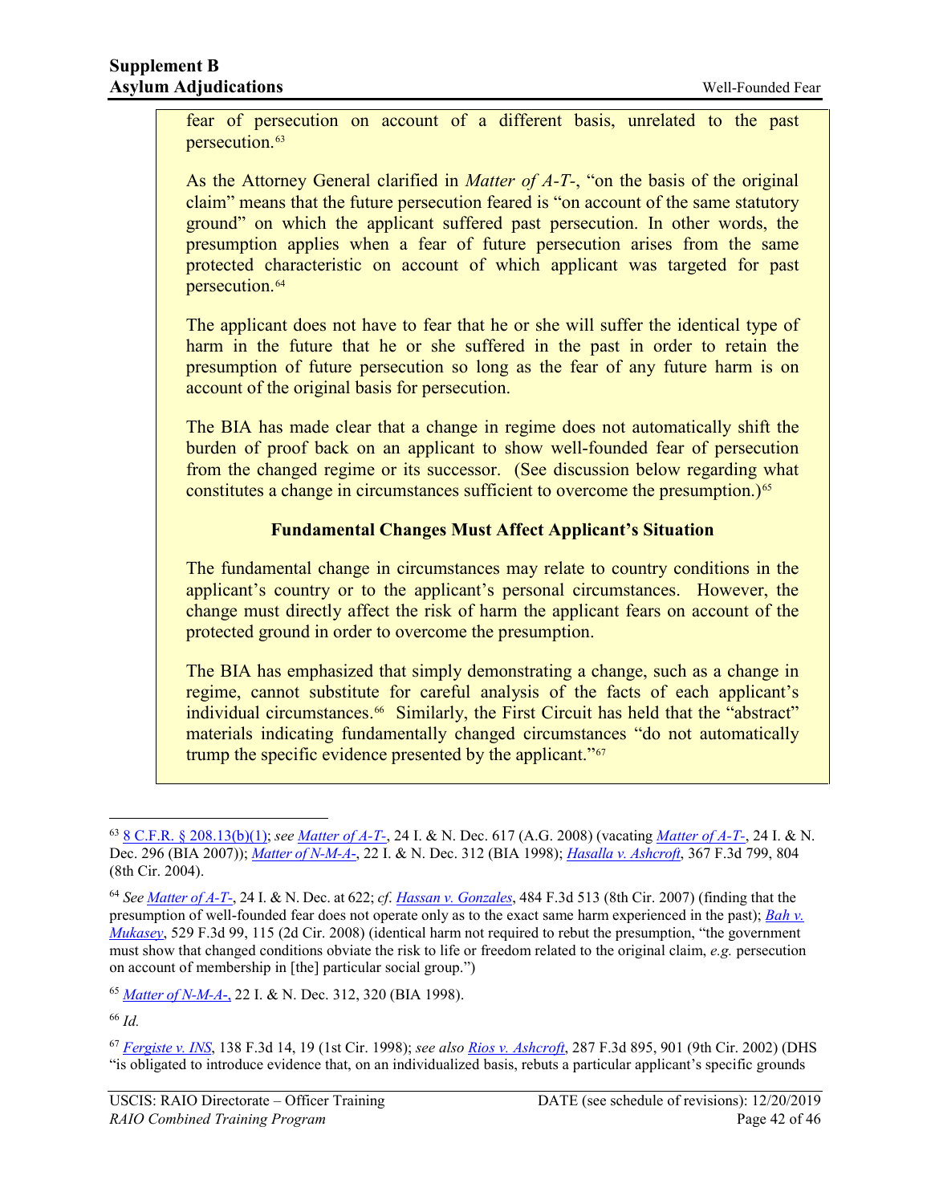fear of persecution on account of a different basis, unrelated to the past persecution.[63]

As the Attorney General clarified in *Matter of A-T-*, "on the basis of the original claim" means that the future persecution feared is "on account of the same statutory ground" on which the applicant suffered past persecution. In other words, the presumption applies when a fear of future persecution arises from the same protected characteristic on account of which applicant was targeted for past persecution.[64]

The applicant does not have to fear that he or she will suffer the identical type of harm in the future that he or she suffered in the past in order to retain the presumption of future persecution so long as the fear of any future harm is on account of the original basis for persecution.

The BIA has made clear that a change in regime does not automatically shift the burden of proof back on an applicant to show well-founded fear of persecution from the changed regime or its successor. (See discussion below regarding what constitutes a change in circumstances sufficient to overcome the presumption.)[65]

**Fundamental Changes Must Affect Applicant's Situation**

The fundamental change in circumstances may relate to country conditions in the applicant's country or to the applicant's personal circumstances. However, the change must directly affect the risk of harm the applicant fears on account of the protected ground in order to overcome the presumption.

The BIA has emphasized that simply demonstrating a change, such as a change in regime, cannot substitute for careful analysis of the facts of each applicant's individual circumstances.[66] Similarly, the First Circuit has held that the "abstract" materials indicating fundamentally changed circumstances "do not automatically trump the specific evidence presented by the applicant."[67]

---

[63] 8 C.F.R. § 208.13(b)(1); *see Matter of A-T-*, 24 I. & N. Dec. 617 (A.G. 2008) (vacating *Matter of A-T-*, 24 I. & N. Dec. 296 (BIA 2007)); *Matter of N-M-A-*, 22 I. & N. Dec. 312 (BIA 1998); *Hasalla v. Ashcroft*, 367 F.3d 799, 804 (8th Cir. 2004).

[64] *See Matter of A-T-*, 24 I. & N. Dec. at 622; *cf*. *Hassan v. Gonzales*, 484 F.3d 513 (8th Cir. 2007) (finding that the presumption of well-founded fear does not operate only as to the exact same harm experienced in the past); *Bah v. Mukasey*, 529 F.3d 99, 115 (2d Cir. 2008) (identical harm not required to rebut the presumption, "the government must show that changed conditions obviate the risk to life or freedom related to the original claim, *e.g.* persecution on account of membership in [the] particular social group.")

[65] *Matter of N-M-A-*, 22 I. & N. Dec. 312, 320 (BIA 1998).

[66] *Id.*

[67] *Fergiste v. INS*, 138 F.3d 14, 19 (1st Cir. 1998); *see also Rios v. Ashcroft*, 287 F.3d 895, 901 (9th Cir. 2002) (DHS "is obligated to introduce evidence that, on an individualized basis, rebuts a particular applicant's specific grounds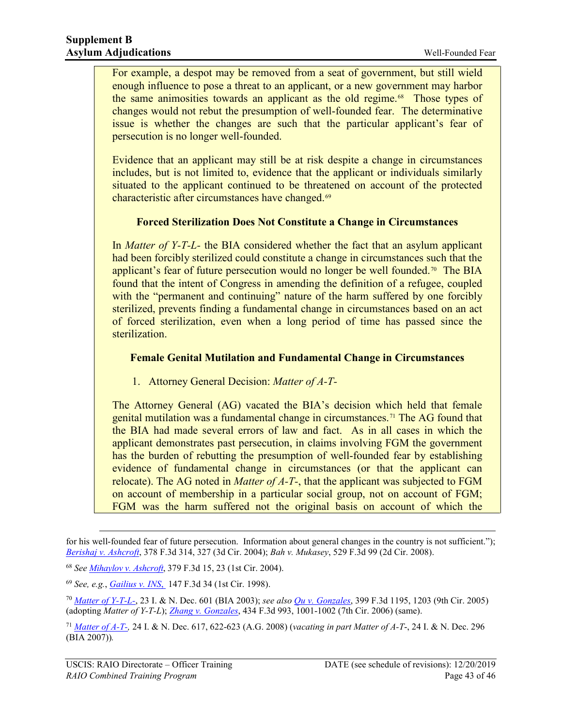For example, a despot may be removed from a seat of government, but still wield enough influence to pose a threat to an applicant, or a new government may harbor the same animosities towards an applicant as the old regime.[68] Those types of changes would not rebut the presumption of well-founded fear. The determinative issue is whether the changes are such that the particular applicant's fear of persecution is no longer well-founded.

Evidence that an applicant may still be at risk despite a change in circumstances includes, but is not limited to, evidence that the applicant or individuals similarly situated to the applicant continued to be threatened on account of the protected characteristic after circumstances have changed.[69]

**Forced Sterilization Does Not Constitute a Change in Circumstances**

In *Matter of Y-T-L-* the BIA considered whether the fact that an asylum applicant had been forcibly sterilized could constitute a change in circumstances such that the applicant's fear of future persecution would no longer be well founded.[70] The BIA found that the intent of Congress in amending the definition of a refugee, coupled with the "permanent and continuing" nature of the harm suffered by one forcibly sterilized, prevents finding a fundamental change in circumstances based on an act of forced sterilization, even when a long period of time has passed since the sterilization.

**Female Genital Mutilation and Fundamental Change in Circumstances**

1. Attorney General Decision: *Matter of A-T-*

The Attorney General (AG) vacated the BIA's decision which held that female genital mutilation was a fundamental change in circumstances.[71] The AG found that the BIA had made several errors of law and fact. As in all cases in which the applicant demonstrates past persecution, in claims involving FGM the government has the burden of rebutting the presumption of well-founded fear by establishing evidence of fundamental change in circumstances (or that the applicant can relocate). The AG noted in *Matter of A-T-*, that the applicant was subjected to FGM on account of membership in a particular social group, not on account of FGM; FGM was the harm suffered not the original basis on account of which the

---

for his well-founded fear of future persecution. Information about general changes in the country is not sufficient."); *Berishaj v. Ashcroft*, 378 F.3d 314, 327 (3d Cir. 2004); *Bah v. Mukasey*, 529 F.3d 99 (2d Cir. 2008).

[68] *See Mihaylov v. Ashcroft*, 379 F.3d 15, 23 (1st Cir. 2004).

[69] *See, e.g.*, *Gailius v. INS*, 147 F.3d 34 (1st Cir. 1998).

[70] *Matter of Y-T-L-*, 23 I. & N. Dec. 601 (BIA 2003); *see also Qu v. Gonzales*, 399 F.3d 1195, 1203 (9th Cir. 2005) (adopting *Matter of Y-T-L*); *Zhang v. Gonzales*, 434 F.3d 993, 1001-1002 (7th Cir. 2006) (same).

[71] *Matter of A-T-*, 24 I. & N. Dec. 617, 622-623 (A.G. 2008) (*vacating in part Matter of A-T-*, 24 I. & N. Dec. 296 (BIA 2007)).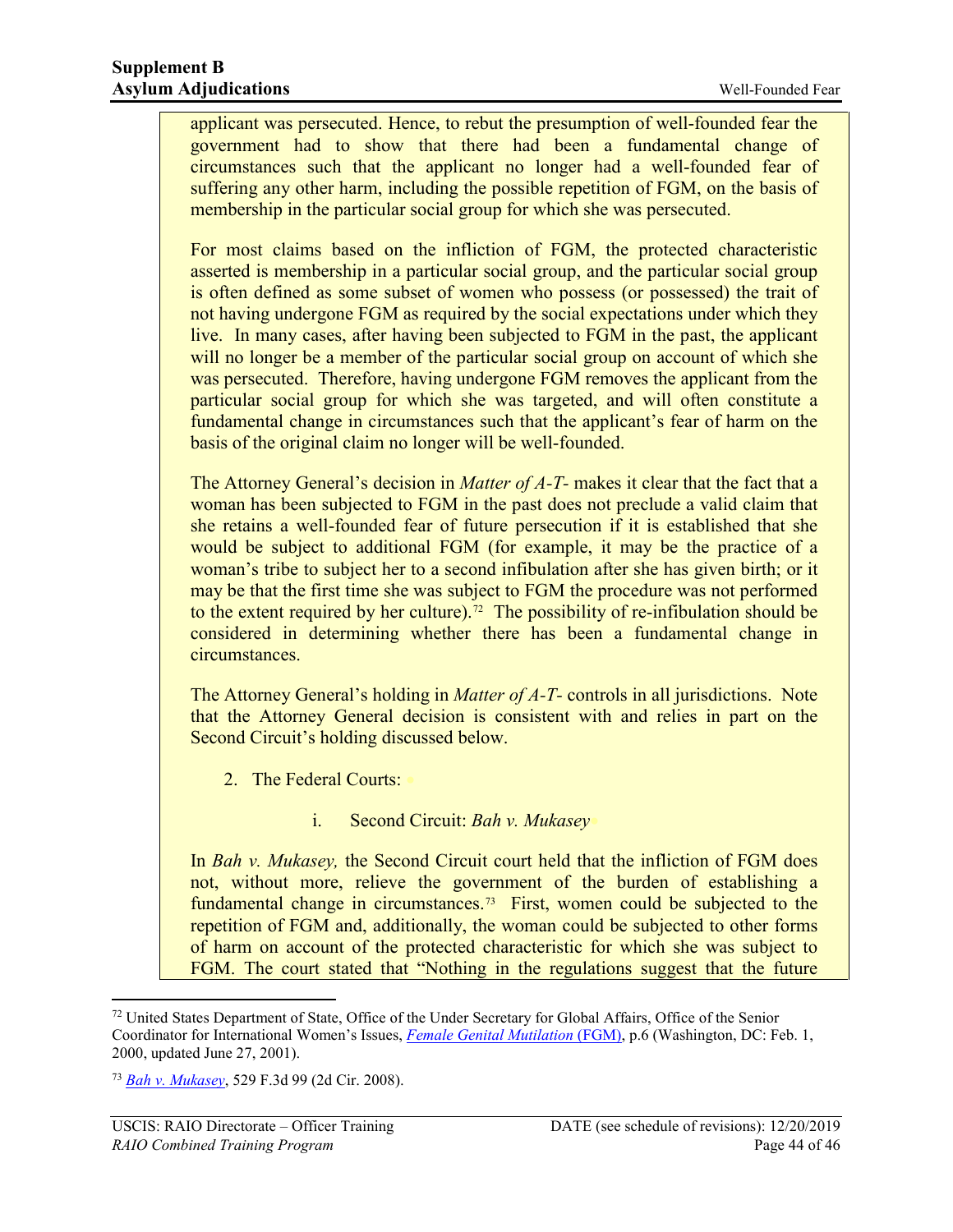applicant was persecuted. Hence, to rebut the presumption of well-founded fear the government had to show that there had been a fundamental change of circumstances such that the applicant no longer had a well-founded fear of suffering any other harm, including the possible repetition of FGM, on the basis of membership in the particular social group for which she was persecuted.

For most claims based on the infliction of FGM, the protected characteristic asserted is membership in a particular social group, and the particular social group is often defined as some subset of women who possess (or possessed) the trait of not having undergone FGM as required by the social expectations under which they live. In many cases, after having been subjected to FGM in the past, the applicant will no longer be a member of the particular social group on account of which she was persecuted. Therefore, having undergone FGM removes the applicant from the particular social group for which she was targeted, and will often constitute a fundamental change in circumstances such that the applicant's fear of harm on the basis of the original claim no longer will be well-founded.

The Attorney General's decision in *Matter of A-T-* makes it clear that the fact that a woman has been subjected to FGM in the past does not preclude a valid claim that she retains a well-founded fear of future persecution if it is established that she would be subject to additional FGM (for example, it may be the practice of a woman's tribe to subject her to a second infibulation after she has given birth; or it may be that the first time she was subject to FGM the procedure was not performed to the extent required by her culture).[72] The possibility of re-infibulation should be considered in determining whether there has been a fundamental change in circumstances.

The Attorney General's holding in *Matter of A-T-* controls in all jurisdictions. Note that the Attorney General decision is consistent with and relies in part on the Second Circuit's holding discussed below.

2. The Federal Courts:

   i. Second Circuit: *Bah v. Mukasey*

In *Bah v. Mukasey,* the Second Circuit court held that the infliction of FGM does not, without more, relieve the government of the burden of establishing a fundamental change in circumstances.[73] First, women could be subjected to the repetition of FGM and, additionally, the woman could be subjected to other forms of harm on account of the protected characteristic for which she was subject to FGM. The court stated that "Nothing in the regulations suggest that the future

[72] United States Department of State, Office of the Under Secretary for Global Affairs, Office of the Senior Coordinator for International Women's Issues, *Female Genital Mutilation* (FGM), p.6 (Washington, DC: Feb. 1, 2000, updated June 27, 2001).

[73] *Bah v. Mukasey*, 529 F.3d 99 (2d Cir. 2008).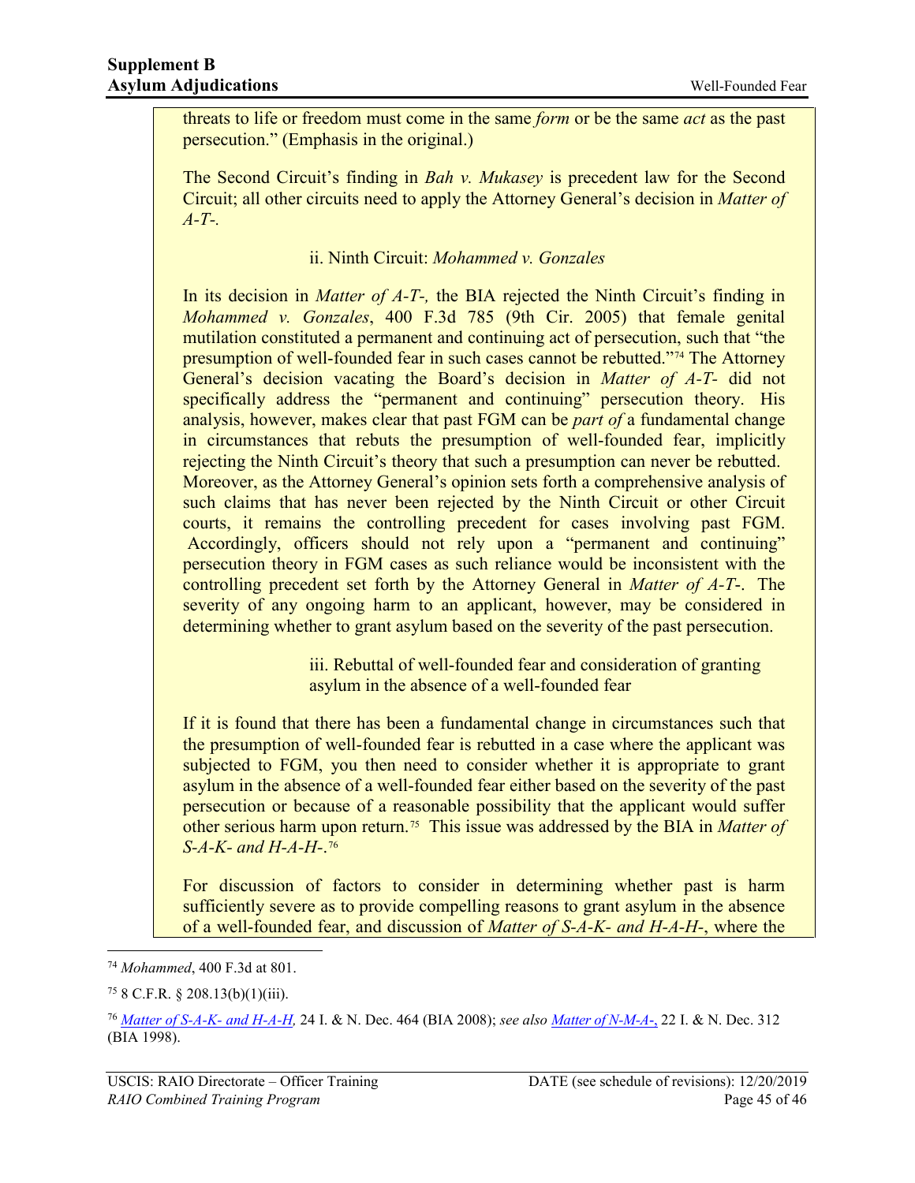threats to life or freedom must come in the same *form* or be the same *act* as the past persecution." (Emphasis in the original.)

The Second Circuit's finding in *Bah v. Mukasey* is precedent law for the Second Circuit; all other circuits need to apply the Attorney General's decision in *Matter of A-T-*.

ii. Ninth Circuit: *Mohammed v. Gonzales*

In its decision in *Matter of A-T-,* the BIA rejected the Ninth Circuit's finding in *Mohammed v. Gonzales*, 400 F.3d 785 (9th Cir. 2005) that female genital mutilation constituted a permanent and continuing act of persecution, such that "the presumption of well-founded fear in such cases cannot be rebutted."[74] The Attorney General's decision vacating the Board's decision in *Matter of A-T-* did not specifically address the "permanent and continuing" persecution theory. His analysis, however, makes clear that past FGM can be *part of* a fundamental change in circumstances that rebuts the presumption of well-founded fear, implicitly rejecting the Ninth Circuit's theory that such a presumption can never be rebutted. Moreover, as the Attorney General's opinion sets forth a comprehensive analysis of such claims that has never been rejected by the Ninth Circuit or other Circuit courts, it remains the controlling precedent for cases involving past FGM. Accordingly, officers should not rely upon a "permanent and continuing" persecution theory in FGM cases as such reliance would be inconsistent with the controlling precedent set forth by the Attorney General in *Matter of A-T-*. The severity of any ongoing harm to an applicant, however, may be considered in determining whether to grant asylum based on the severity of the past persecution.

iii. Rebuttal of well-founded fear and consideration of granting asylum in the absence of a well-founded fear

If it is found that there has been a fundamental change in circumstances such that the presumption of well-founded fear is rebutted in a case where the applicant was subjected to FGM, you then need to consider whether it is appropriate to grant asylum in the absence of a well-founded fear either based on the severity of the past persecution or because of a reasonable possibility that the applicant would suffer other serious harm upon return.[75] This issue was addressed by the BIA in *Matter of S-A-K- and H-A-H-*.[76]

For discussion of factors to consider in determining whether past is harm sufficiently severe as to provide compelling reasons to grant asylum in the absence of a well-founded fear, and discussion of *Matter of S-A-K- and H-A-H-*, where the

---

[74] *Mohammed*, 400 F.3d at 801.

[75] 8 C.F.R. § 208.13(b)(1)(iii).

[76] *Matter of S-A-K- and H-A-H,* 24 I. & N. Dec. 464 (BIA 2008); *see also* *Matter of N-M-A-,* 22 I. & N. Dec. 312 (BIA 1998).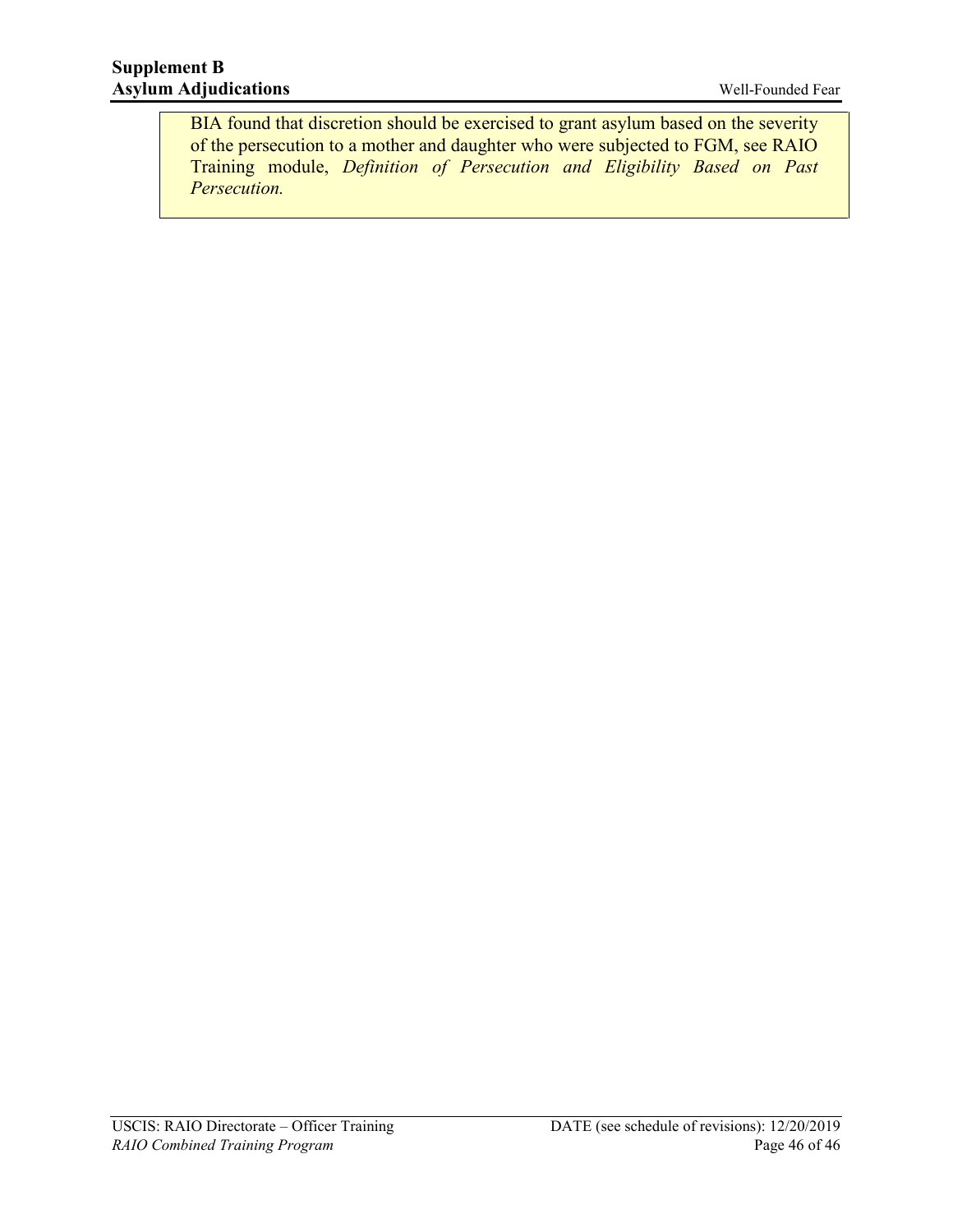BIA found that discretion should be exercised to grant asylum based on the severity of the persecution to a mother and daughter who were subjected to FGM, see RAIO Training module, *Definition of Persecution and Eligibility Based on Past Persecution.*